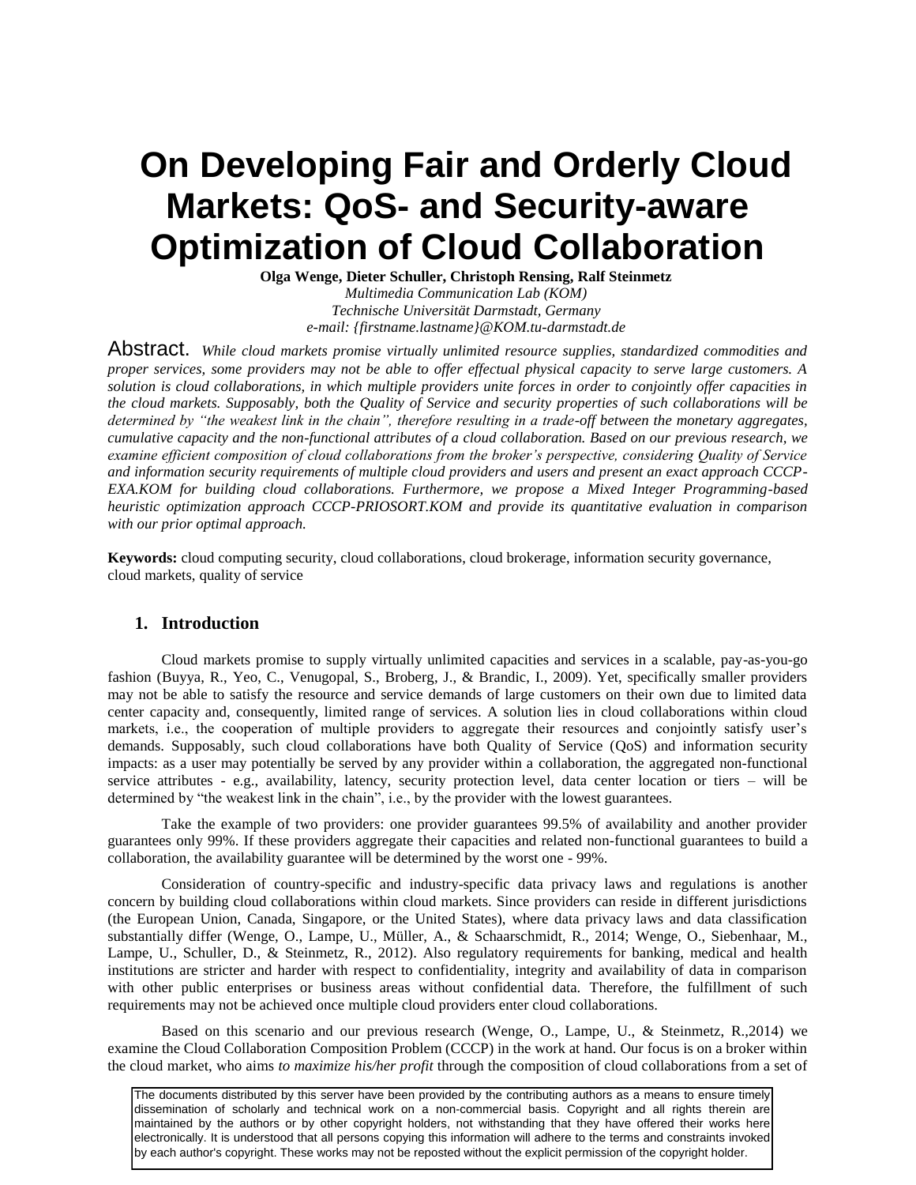# On Developing Fair and Orderly Cloud Markets: QoS- and Security-aware Optimization of Cloud Collaboration

**Olga Wenge, Dieter Schuller, Christoph Rensing, Ralf Steinmetz**
*Multimedia Communication Lab (KOM)*
*Technische Universität Darmstadt, Germany*
*e-mail: {firstname.lastname}@KOM.tu-darmstadt.de*

Abstract. *While cloud markets promise virtually unlimited resource supplies, standardized commodities and proper services, some providers may not be able to offer effectual physical capacity to serve large customers. A solution is cloud collaborations, in which multiple providers unite forces in order to conjointly offer capacities in the cloud markets. Supposably, both the Quality of Service and security properties of such collaborations will be determined by "the weakest link in the chain", therefore resulting in a trade-off between the monetary aggregates, cumulative capacity and the non-functional attributes of a cloud collaboration. Based on our previous research, we examine efficient composition of cloud collaborations from the broker's perspective, considering Quality of Service and information security requirements of multiple cloud providers and users and present an exact approach CCCP-EXA.KOM for building cloud collaborations. Furthermore, we propose a Mixed Integer Programming-based heuristic optimization approach CCCP-PRIOSORT.KOM and provide its quantitative evaluation in comparison with our prior optimal approach.*

**Keywords:** cloud computing security, cloud collaborations, cloud brokerage, information security governance, cloud markets, quality of service

## 1. Introduction

Cloud markets promise to supply virtually unlimited capacities and services in a scalable, pay-as-you-go fashion (Buyya, R., Yeo, C., Venugopal, S., Broberg, J., & Brandic, I., 2009). Yet, specifically smaller providers may not be able to satisfy the resource and service demands of large customers on their own due to limited data center capacity and, consequently, limited range of services. A solution lies in cloud collaborations within cloud markets, i.e., the cooperation of multiple providers to aggregate their resources and conjointly satisfy user's demands. Supposably, such cloud collaborations have both Quality of Service (QoS) and information security impacts: as a user may potentially be served by any provider within a collaboration, the aggregated non-functional service attributes - e.g., availability, latency, security protection level, data center location or tiers – will be determined by "the weakest link in the chain", i.e., by the provider with the lowest guarantees.

Take the example of two providers: one provider guarantees 99.5% of availability and another provider guarantees only 99%. If these providers aggregate their capacities and related non-functional guarantees to build a collaboration, the availability guarantee will be determined by the worst one - 99%.

Consideration of country-specific and industry-specific data privacy laws and regulations is another concern by building cloud collaborations within cloud markets. Since providers can reside in different jurisdictions (the European Union, Canada, Singapore, or the United States), where data privacy laws and data classification substantially differ (Wenge, O., Lampe, U., Müller, A., & Schaarschmidt, R., 2014; Wenge, O., Siebenhaar, M., Lampe, U., Schuller, D., & Steinmetz, R., 2012). Also regulatory requirements for banking, medical and health institutions are stricter and harder with respect to confidentiality, integrity and availability of data in comparison with other public enterprises or business areas without confidential data. Therefore, the fulfillment of such requirements may not be achieved once multiple cloud providers enter cloud collaborations.

Based on this scenario and our previous research (Wenge, O., Lampe, U., & Steinmetz, R.,2014) we examine the Cloud Collaboration Composition Problem (CCCP) in the work at hand. Our focus is on a broker within the cloud market, who aims *to maximize his/her profit* through the composition of cloud collaborations from a set of

The documents distributed by this server have been provided by the contributing authors as a means to ensure timely dissemination of scholarly and technical work on a non-commercial basis. Copyright and all rights therein are maintained by the authors or by other copyright holders, not withstanding that they have offered their works here electronically. It is understood that all persons copying this information will adhere to the terms and constraints invoked by each author's copyright. These works may not be reposted without the explicit permission of the copyright holder.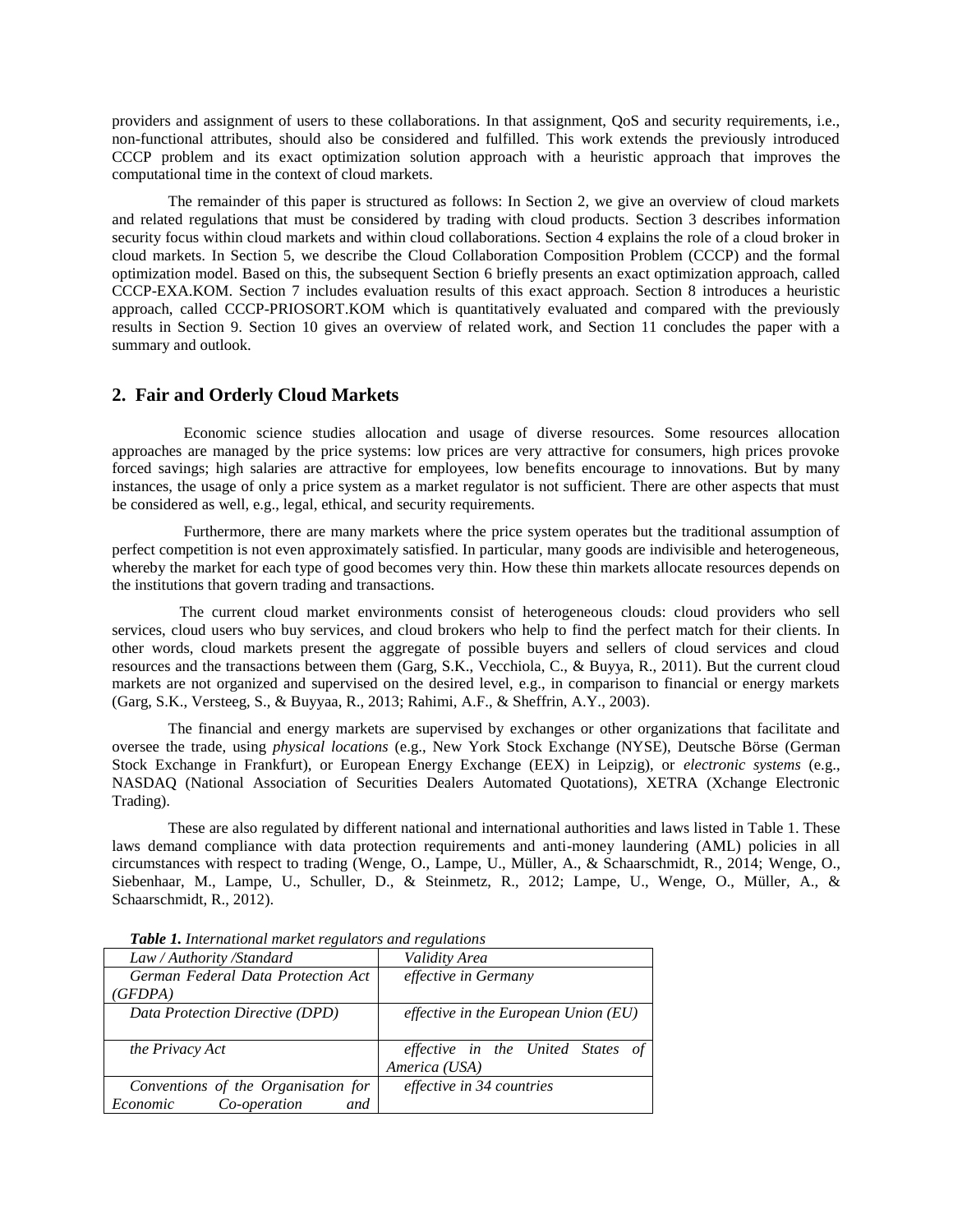providers and assignment of users to these collaborations. In that assignment, QoS and security requirements, i.e., non-functional attributes, should also be considered and fulfilled. This work extends the previously introduced CCCP problem and its exact optimization solution approach with a heuristic approach that improves the computational time in the context of cloud markets.

The remainder of this paper is structured as follows: In Section 2, we give an overview of cloud markets and related regulations that must be considered by trading with cloud products. Section 3 describes information security focus within cloud markets and within cloud collaborations. Section 4 explains the role of a cloud broker in cloud markets. In Section 5, we describe the Cloud Collaboration Composition Problem (CCCP) and the formal optimization model. Based on this, the subsequent Section 6 briefly presents an exact optimization approach, called CCCP-EXA.KOM. Section 7 includes evaluation results of this exact approach. Section 8 introduces a heuristic approach, called CCCP-PRIOSORT.KOM which is quantitatively evaluated and compared with the previously results in Section 9. Section 10 gives an overview of related work, and Section 11 concludes the paper with a summary and outlook.

## 2. Fair and Orderly Cloud Markets

Economic science studies allocation and usage of diverse resources. Some resources allocation approaches are managed by the price systems: low prices are very attractive for consumers, high prices provoke forced savings; high salaries are attractive for employees, low benefits encourage to innovations. But by many instances, the usage of only a price system as a market regulator is not sufficient. There are other aspects that must be considered as well, e.g., legal, ethical, and security requirements.

Furthermore, there are many markets where the price system operates but the traditional assumption of perfect competition is not even approximately satisfied. In particular, many goods are indivisible and heterogeneous, whereby the market for each type of good becomes very thin. How these thin markets allocate resources depends on the institutions that govern trading and transactions.

The current cloud market environments consist of heterogeneous clouds: cloud providers who sell services, cloud users who buy services, and cloud brokers who help to find the perfect match for their clients. In other words, cloud markets present the aggregate of possible buyers and sellers of cloud services and cloud resources and the transactions between them (Garg, S.K., Vecchiola, C., & Buyya, R., 2011). But the current cloud markets are not organized and supervised on the desired level, e.g., in comparison to financial or energy markets (Garg, S.K., Versteeg, S., & Buyyaa, R., 2013; Rahimi, A.F., & Sheffrin, A.Y., 2003).

The financial and energy markets are supervised by exchanges or other organizations that facilitate and oversee the trade, using *physical locations* (e.g., New York Stock Exchange (NYSE), Deutsche Börse (German Stock Exchange in Frankfurt), or European Energy Exchange (EEX) in Leipzig), or *electronic systems* (e.g., NASDAQ (National Association of Securities Dealers Automated Quotations), XETRA (Xchange Electronic Trading).

These are also regulated by different national and international authorities and laws listed in Table 1. These laws demand compliance with data protection requirements and anti-money laundering (AML) policies in all circumstances with respect to trading (Wenge, O., Lampe, U., Müller, A., & Schaarschmidt, R., 2014; Wenge, O., Siebenhaar, M., Lampe, U., Schuller, D., & Steinmetz, R., 2012; Lampe, U., Wenge, O., Müller, A., & Schaarschmidt, R., 2012).

***Table 1.*** *International market regulators and regulations*

| *Law / Authority /Standard* | *Validity Area* |
|---|---|
| *German Federal Data Protection Act (GFDPA)* | *effective in Germany* |
| *Data Protection Directive (DPD)* | *effective in the European Union (EU)* |
| *the Privacy Act* | *effective in the United States of America (USA)* |
| *Conventions of the Organisation for Economic Co-operation and* | *effective in 34 countries* |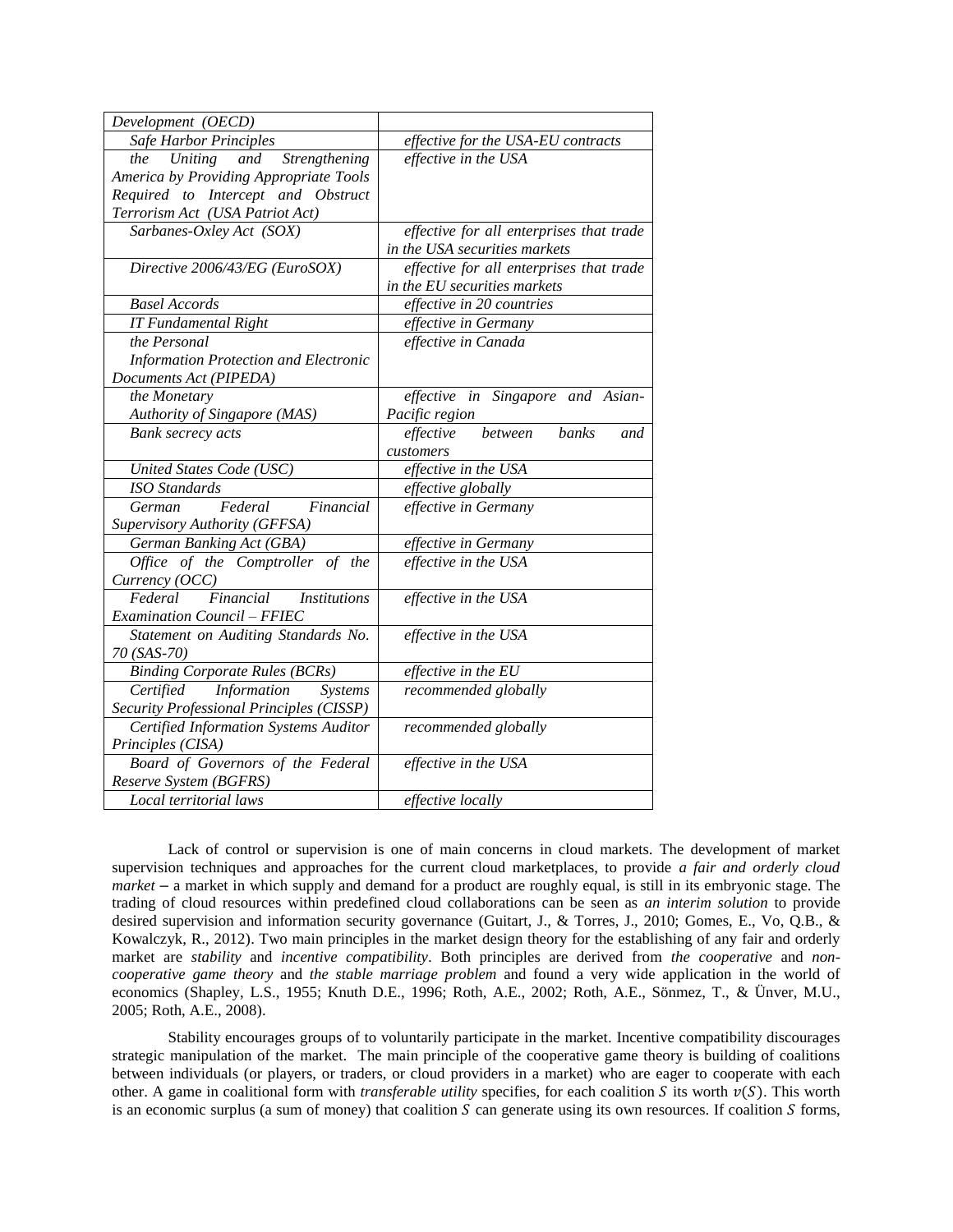| | |
|---|---|
| *Development (OECD)* | |
| *Safe Harbor Principles* | *effective for the USA-EU contracts* |
| *the Uniting and Strengthening America by Providing Appropriate Tools Required to Intercept and Obstruct Terrorism Act (USA Patriot Act)* | *effective in the USA* |
| *Sarbanes-Oxley Act (SOX)* | *effective for all enterprises that trade in the USA securities markets* |
| *Directive 2006/43/EG (EuroSOX)* | *effective for all enterprises that trade in the EU securities markets* |
| *Basel Accords* | *effective in 20 countries* |
| *IT Fundamental Right* | *effective in Germany* |
| *the Personal Information Protection and Electronic Documents Act (PIPEDA)* | *effective in Canada* |
| *the Monetary Authority of Singapore (MAS)* | *effective in Singapore and Asian-Pacific region* |
| *Bank secrecy acts* | *effective between banks and customers* |
| *United States Code (USC)* | *effective in the USA* |
| *ISO Standards* | *effective globally* |
| *German Federal Financial Supervisory Authority (GFFSA)* | *effective in Germany* |
| *German Banking Act (GBA)* | *effective in Germany* |
| *Office of the Comptroller of the Currency (OCC)* | *effective in the USA* |
| *Federal Financial Institutions Examination Council – FFIEC* | *effective in the USA* |
| *Statement on Auditing Standards No. 70 (SAS-70)* | *effective in the USA* |
| *Binding Corporate Rules (BCRs)* | *effective in the EU* |
| *Certified Information Systems Security Professional Principles (CISSP)* | *recommended globally* |
| *Certified Information Systems Auditor Principles (CISA)* | *recommended globally* |
| *Board of Governors of the Federal Reserve System (BGFRS)* | *effective in the USA* |
| *Local territorial laws* | *effective locally* |

Lack of control or supervision is one of main concerns in cloud markets. The development of market supervision techniques and approaches for the current cloud marketplaces, to provide *a fair and orderly cloud market* – a market in which supply and demand for a product are roughly equal, is still in its embryonic stage. The trading of cloud resources within predefined cloud collaborations can be seen as *an interim solution* to provide desired supervision and information security governance (Guitart, J., & Torres, J., 2010; Gomes, E., Vo, Q.B., & Kowalczyk, R., 2012). Two main principles in the market design theory for the establishing of any fair and orderly market are *stability* and *incentive compatibility*. Both principles are derived from *the cooperative* and *non-cooperative game theory* and *the stable marriage problem* and found a very wide application in the world of economics (Shapley, L.S., 1955; Knuth D.E., 1996; Roth, A.E., 2002; Roth, A.E., Sönmez, T., & Ünver, M.U., 2005; Roth, A.E., 2008).

Stability encourages groups of to voluntarily participate in the market. Incentive compatibility discourages strategic manipulation of the market. The main principle of the cooperative game theory is building of coalitions between individuals (or players, or traders, or cloud providers in a market) who are eager to cooperate with each other. A game in coalitional form with *transferable utility* specifies, for each coalition $S$ its worth $v(S)$. This worth is an economic surplus (a sum of money) that coalition $S$ can generate using its own resources. If coalition $S$ forms,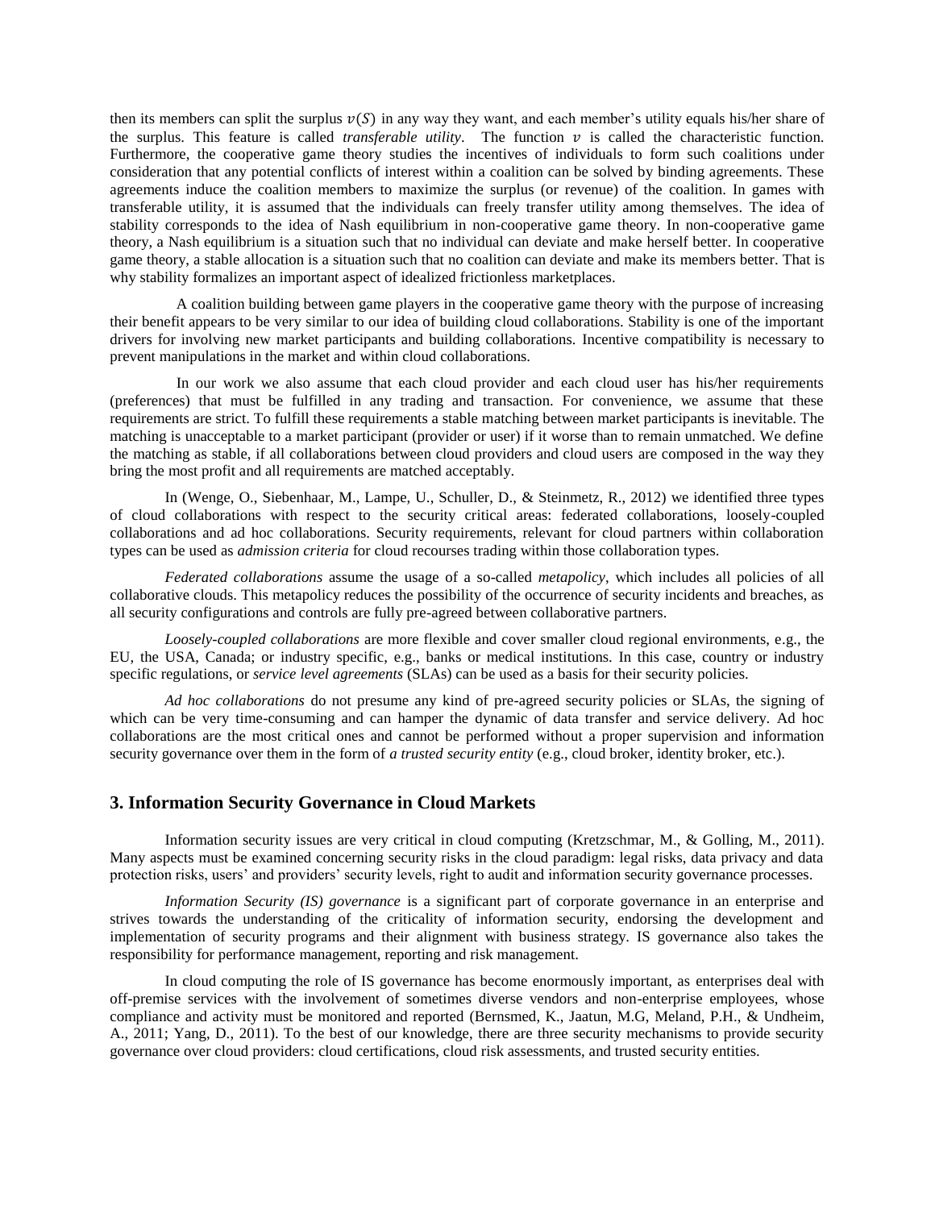then its members can split the surplus $v(S)$ in any way they want, and each member's utility equals his/her share of the surplus. This feature is called *transferable utility*. The function $v$ is called the characteristic function. Furthermore, the cooperative game theory studies the incentives of individuals to form such coalitions under consideration that any potential conflicts of interest within a coalition can be solved by binding agreements. These agreements induce the coalition members to maximize the surplus (or revenue) of the coalition. In games with transferable utility, it is assumed that the individuals can freely transfer utility among themselves. The idea of stability corresponds to the idea of Nash equilibrium in non-cooperative game theory. In non-cooperative game theory, a Nash equilibrium is a situation such that no individual can deviate and make herself better. In cooperative game theory, a stable allocation is a situation such that no coalition can deviate and make its members better. That is why stability formalizes an important aspect of idealized frictionless marketplaces.

A coalition building between game players in the cooperative game theory with the purpose of increasing their benefit appears to be very similar to our idea of building cloud collaborations. Stability is one of the important drivers for involving new market participants and building collaborations. Incentive compatibility is necessary to prevent manipulations in the market and within cloud collaborations.

In our work we also assume that each cloud provider and each cloud user has his/her requirements (preferences) that must be fulfilled in any trading and transaction. For convenience, we assume that these requirements are strict. To fulfill these requirements a stable matching between market participants is inevitable. The matching is unacceptable to a market participant (provider or user) if it worse than to remain unmatched. We define the matching as stable, if all collaborations between cloud providers and cloud users are composed in the way they bring the most profit and all requirements are matched acceptably.

In (Wenge, O., Siebenhaar, M., Lampe, U., Schuller, D., & Steinmetz, R., 2012) we identified three types of cloud collaborations with respect to the security critical areas: federated collaborations, loosely-coupled collaborations and ad hoc collaborations. Security requirements, relevant for cloud partners within collaboration types can be used as *admission criteria* for cloud recourses trading within those collaboration types.

*Federated collaborations* assume the usage of a so-called *metapolicy*, which includes all policies of all collaborative clouds. This metapolicy reduces the possibility of the occurrence of security incidents and breaches, as all security configurations and controls are fully pre-agreed between collaborative partners.

*Loosely-coupled collaborations* are more flexible and cover smaller cloud regional environments, e.g., the EU, the USA, Canada; or industry specific, e.g., banks or medical institutions. In this case, country or industry specific regulations, or *service level agreements* (SLAs) can be used as a basis for their security policies.

*Ad hoc collaborations* do not presume any kind of pre-agreed security policies or SLAs, the signing of which can be very time-consuming and can hamper the dynamic of data transfer and service delivery. Ad hoc collaborations are the most critical ones and cannot be performed without a proper supervision and information security governance over them in the form of *a trusted security entity* (e.g., cloud broker, identity broker, etc.).

## 3. Information Security Governance in Cloud Markets

Information security issues are very critical in cloud computing (Kretzschmar, M., & Golling, M., 2011). Many aspects must be examined concerning security risks in the cloud paradigm: legal risks, data privacy and data protection risks, users' and providers' security levels, right to audit and information security governance processes.

*Information Security (IS) governance* is a significant part of corporate governance in an enterprise and strives towards the understanding of the criticality of information security, endorsing the development and implementation of security programs and their alignment with business strategy. IS governance also takes the responsibility for performance management, reporting and risk management.

In cloud computing the role of IS governance has become enormously important, as enterprises deal with off-premise services with the involvement of sometimes diverse vendors and non-enterprise employees, whose compliance and activity must be monitored and reported (Bernsmed, K., Jaatun, M.G, Meland, P.H., & Undheim, A., 2011; Yang, D., 2011). To the best of our knowledge, there are three security mechanisms to provide security governance over cloud providers: cloud certifications, cloud risk assessments, and trusted security entities.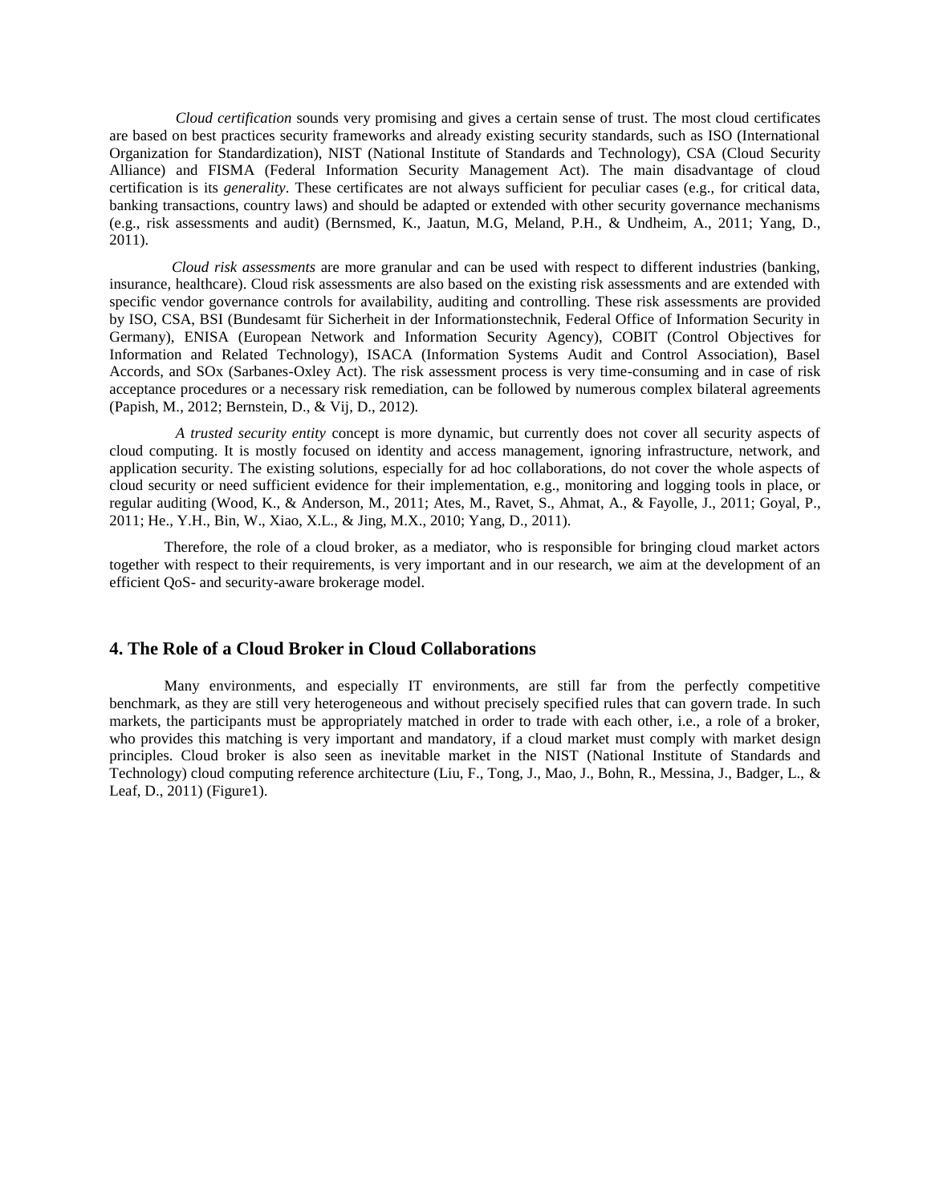*Cloud certification* sounds very promising and gives a certain sense of trust. The most cloud certificates are based on best practices security frameworks and already existing security standards, such as ISO (International Organization for Standardization), NIST (National Institute of Standards and Technology), CSA (Cloud Security Alliance) and FISMA (Federal Information Security Management Act). The main disadvantage of cloud certification is its *generality*. These certificates are not always sufficient for peculiar cases (e.g., for critical data, banking transactions, country laws) and should be adapted or extended with other security governance mechanisms (e.g., risk assessments and audit) (Bernsmed, K., Jaatun, M.G, Meland, P.H., & Undheim, A., 2011; Yang, D., 2011).

*Cloud risk assessments* are more granular and can be used with respect to different industries (banking, insurance, healthcare). Cloud risk assessments are also based on the existing risk assessments and are extended with specific vendor governance controls for availability, auditing and controlling. These risk assessments are provided by ISO, CSA, BSI (Bundesamt für Sicherheit in der Informationstechnik, Federal Office of Information Security in Germany), ENISA (European Network and Information Security Agency), COBIT (Control Objectives for Information and Related Technology), ISACA (Information Systems Audit and Control Association), Basel Accords, and SOx (Sarbanes-Oxley Act). The risk assessment process is very time-consuming and in case of risk acceptance procedures or a necessary risk remediation, can be followed by numerous complex bilateral agreements (Papish, M., 2012; Bernstein, D., & Vij, D., 2012).

*A trusted security entity* concept is more dynamic, but currently does not cover all security aspects of cloud computing. It is mostly focused on identity and access management, ignoring infrastructure, network, and application security. The existing solutions, especially for ad hoc collaborations, do not cover the whole aspects of cloud security or need sufficient evidence for their implementation, e.g., monitoring and logging tools in place, or regular auditing (Wood, K., & Anderson, M., 2011; Ates, M., Ravet, S., Ahmat, A., & Fayolle, J., 2011; Goyal, P., 2011; He., Y.H., Bin, W., Xiao, X.L., & Jing, M.X., 2010; Yang, D., 2011).

Therefore, the role of a cloud broker, as a mediator, who is responsible for bringing cloud market actors together with respect to their requirements, is very important and in our research, we aim at the development of an efficient QoS- and security-aware brokerage model.

## 4. The Role of a Cloud Broker in Cloud Collaborations

Many environments, and especially IT environments, are still far from the perfectly competitive benchmark, as they are still very heterogeneous and without precisely specified rules that can govern trade. In such markets, the participants must be appropriately matched in order to trade with each other, i.e., a role of a broker, who provides this matching is very important and mandatory, if a cloud market must comply with market design principles. Cloud broker is also seen as inevitable market in the NIST (National Institute of Standards and Technology) cloud computing reference architecture (Liu, F., Tong, J., Mao, J., Bohn, R., Messina, J., Badger, L., & Leaf, D., 2011) (Figure1).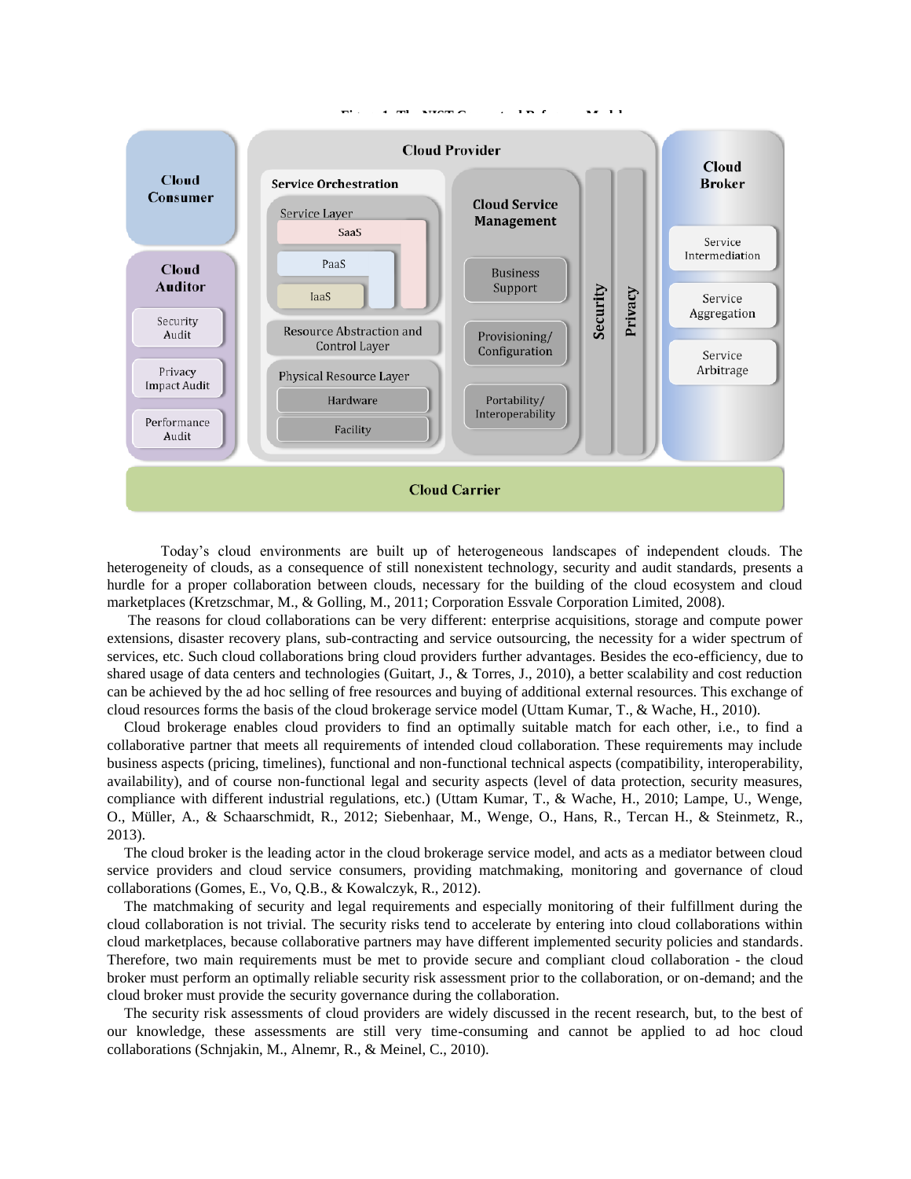Figure 1. The NIST Conceptual Reference Model

Cloud Consumer

Cloud Auditor

Security Audit

Privacy Impact Audit

Performance Audit

Cloud Provider

Service Orchestration

Service Layer

SaaS

PaaS

IaaS

Resource Abstraction and Control Layer

Physical Resource Layer

Hardware

Facility

Cloud Service Management

Business Support

Provisioning/ Configuration

Portability/ Interoperability

Security

Privacy

Cloud Broker

Service Intermediation

Service Aggregation

Service Arbitrage

Cloud Carrier

Today's cloud environments are built up of heterogeneous landscapes of independent clouds. The heterogeneity of clouds, as a consequence of still nonexistent technology, security and audit standards, presents a hurdle for a proper collaboration between clouds, necessary for the building of the cloud ecosystem and cloud marketplaces (Kretzschmar, M., & Golling, M., 2011; Corporation Essvale Corporation Limited, 2008).

The reasons for cloud collaborations can be very different: enterprise acquisitions, storage and compute power extensions, disaster recovery plans, sub-contracting and service outsourcing, the necessity for a wider spectrum of services, etc. Such cloud collaborations bring cloud providers further advantages. Besides the eco-efficiency, due to shared usage of data centers and technologies (Guitart, J., & Torres, J., 2010), a better scalability and cost reduction can be achieved by the ad hoc selling of free resources and buying of additional external resources. This exchange of cloud resources forms the basis of the cloud brokerage service model (Uttam Kumar, T., & Wache, H., 2010).

Cloud brokerage enables cloud providers to find an optimally suitable match for each other, i.e., to find a collaborative partner that meets all requirements of intended cloud collaboration. These requirements may include business aspects (pricing, timelines), functional and non-functional technical aspects (compatibility, interoperability, availability), and of course non-functional legal and security aspects (level of data protection, security measures, compliance with different industrial regulations, etc.) (Uttam Kumar, T., & Wache, H., 2010; Lampe, U., Wenge, O., Müller, A., & Schaarschmidt, R., 2012; Siebenhaar, M., Wenge, O., Hans, R., Tercan H., & Steinmetz, R., 2013).

The cloud broker is the leading actor in the cloud brokerage service model, and acts as a mediator between cloud service providers and cloud service consumers, providing matchmaking, monitoring and governance of cloud collaborations (Gomes, E., Vo, Q.B., & Kowalczyk, R., 2012).

The matchmaking of security and legal requirements and especially monitoring of their fulfillment during the cloud collaboration is not trivial. The security risks tend to accelerate by entering into cloud collaborations within cloud marketplaces, because collaborative partners may have different implemented security policies and standards. Therefore, two main requirements must be met to provide secure and compliant cloud collaboration - the cloud broker must perform an optimally reliable security risk assessment prior to the collaboration, or on-demand; and the cloud broker must provide the security governance during the collaboration.

The security risk assessments of cloud providers are widely discussed in the recent research, but, to the best of our knowledge, these assessments are still very time-consuming and cannot be applied to ad hoc cloud collaborations (Schnjakin, M., Alnemr, R., & Meinel, C., 2010).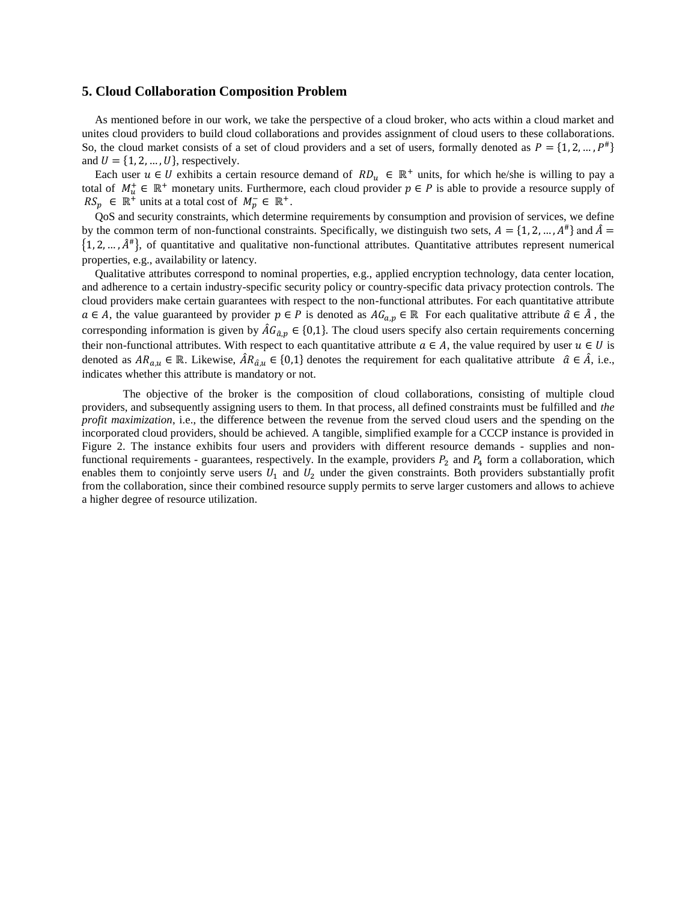## 5. Cloud Collaboration Composition Problem

As mentioned before in our work, we take the perspective of a cloud broker, who acts within a cloud market and unites cloud providers to build cloud collaborations and provides assignment of cloud users to these collaborations. So, the cloud market consists of a set of cloud providers and a set of users, formally denoted as $P = \{1, 2, \dots, P^{\#}\}$ and $U = \{1, 2, \dots, U\}$, respectively.

Each user $u \in U$ exhibits a certain resource demand of $RD_u \in \mathbb{R}^+$ units, for which he/she is willing to pay a total of $M_u^+ \in \mathbb{R}^+$ monetary units. Furthermore, each cloud provider $p \in P$ is able to provide a resource supply of $RS_p \in \mathbb{R}^+$ units at a total cost of $M_p^- \in \mathbb{R}^+$.

QoS and security constraints, which determine requirements by consumption and provision of services, we define by the common term of non-functional constraints. Specifically, we distinguish two sets, $A = \{1, 2, \dots, A^{\#}\}$ and $\hat{A} = \{1, 2, \dots, \hat{A}^{\#}\}$, of quantitative and qualitative non-functional attributes. Quantitative attributes represent numerical properties, e.g., availability or latency.

Qualitative attributes correspond to nominal properties, e.g., applied encryption technology, data center location, and adherence to a certain industry-specific security policy or country-specific data privacy protection controls. The cloud providers make certain guarantees with respect to the non-functional attributes. For each quantitative attribute $a \in A$, the value guaranteed by provider $p \in P$ is denoted as $AG_{a,p} \in \mathbb{R}$ For each qualitative attribute $\hat{a} \in \hat{A}$, the corresponding information is given by $\hat{A}G_{\hat{a},p} \in \{0,1\}$. The cloud users specify also certain requirements concerning their non-functional attributes. With respect to each quantitative attribute $a \in A$, the value required by user $u \in U$ is denoted as $AR_{a,u} \in \mathbb{R}$. Likewise, $\hat{A}R_{\hat{a},u} \in \{0,1\}$ denotes the requirement for each qualitative attribute $\hat{a} \in \hat{A}$, i.e., indicates whether this attribute is mandatory or not.

The objective of the broker is the composition of cloud collaborations, consisting of multiple cloud providers, and subsequently assigning users to them. In that process, all defined constraints must be fulfilled and *the profit maximization*, i.e., the difference between the revenue from the served cloud users and the spending on the incorporated cloud providers, should be achieved. A tangible, simplified example for a CCCP instance is provided in Figure 2. The instance exhibits four users and providers with different resource demands - supplies and non-functional requirements - guarantees, respectively. In the example, providers $P_2$ and $P_4$ form a collaboration, which enables them to conjointly serve users $U_1$ and $U_2$ under the given constraints. Both providers substantially profit from the collaboration, since their combined resource supply permits to serve larger customers and allows to achieve a higher degree of resource utilization.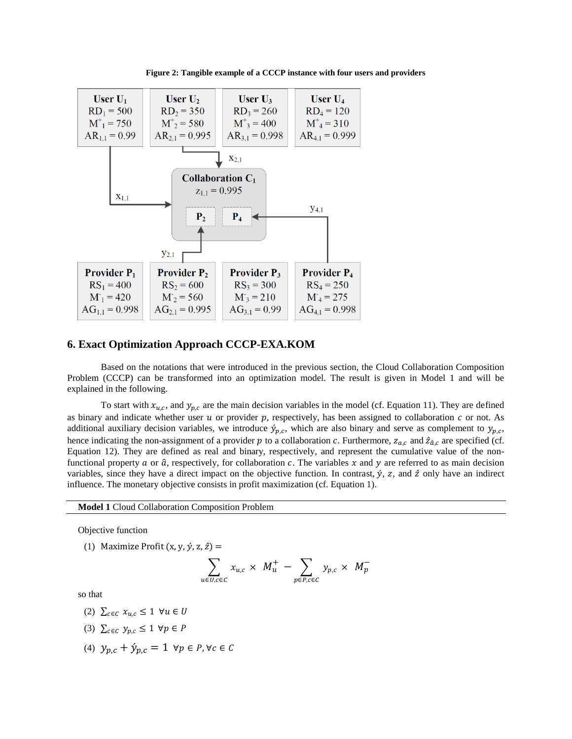**Figure 2: Tangible example of a CCCP instance with four users and providers**

| User $U_1$ | User $U_2$ | User $U_3$ | User $U_4$ |
|---|---|---|---|
| $RD_1 = 500$ | $RD_2 = 350$ | $RD_3 = 260$ | $RD_4 = 120$ |
| $M^+_1 = 750$ | $M^+_2 = 580$ | $M^+_3 = 400$ | $M^+_4 = 310$ |
| $AR_{1,1} = 0.99$ | $AR_{2,1} = 0.995$ | $AR_{3,1} = 0.998$ | $AR_{4,1} = 0.999$ |

Collaboration $C_1$: $z_{1,1} = 0.995$; contains $P_2$, $P_4$; assignments $x_{1,1}$, $x_{2,1}$, $y_{2,1}$, $y_{4,1}$

| Provider $P_1$ | Provider $P_2$ | Provider $P_3$ | Provider $P_4$ |
|---|---|---|---|
| $RS_1 = 400$ | $RS_2 = 600$ | $RS_3 = 300$ | $RS_4 = 250$ |
| $M^-_1 = 420$ | $M^-_2 = 560$ | $M^-_3 = 210$ | $M^-_4 = 275$ |
| $AG_{1,1} = 0.998$ | $AG_{2,1} = 0.995$ | $AG_{3,1} = 0.99$ | $AG_{4,1} = 0.998$ |

## 6. Exact Optimization Approach CCCP-EXA.KOM

Based on the notations that were introduced in the previous section, the Cloud Collaboration Composition Problem (CCCP) can be transformed into an optimization model. The result is given in Model 1 and will be explained in the following.

To start with $x_{u,c}$, and $y_{p,c}$ are the main decision variables in the model (cf. Equation 11). They are defined as binary and indicate whether user $u$ or provider $p$, respectively, has been assigned to collaboration $c$ or not. As additional auxiliary decision variables, we introduce $\acute{y}_{p,c}$, which are also binary and serve as complement to $y_{p,c}$, hence indicating the non-assignment of a provider $p$ to a collaboration $c$. Furthermore, $z_{a,c}$ and $\hat{z}_{\hat{a},c}$ are specified (cf. Equation 12). They are defined as real and binary, respectively, and represent the cumulative value of the non-functional property $a$ or $\hat{a}$, respectively, for collaboration $c$. The variables $x$ and $y$ are referred to as main decision variables, since they have a direct impact on the objective function. In contrast, $\acute{y}$, $z$, and $\hat{z}$ only have an indirect influence. The monetary objective consists in profit maximization (cf. Equation 1).

**Model 1** Cloud Collaboration Composition Problem

Objective function

(1) Maximize Profit $(x, y, \acute{y}, z, \hat{z})$ =

$$\sum_{u \in U, c \in C} x_{u,c} \times M_u^+ - \sum_{p \in P, c \in C} y_{p,c} \times M_p^-$$

so that

(2) $\sum_{c \in C} x_{u,c} \leq 1 \;\; \forall u \in U$

(3) $\sum_{c \in C} y_{p,c} \leq 1 \;\; \forall p \in P$

(4) $y_{p,c} + \acute{y}_{p,c} = 1 \;\; \forall p \in P, \forall c \in C$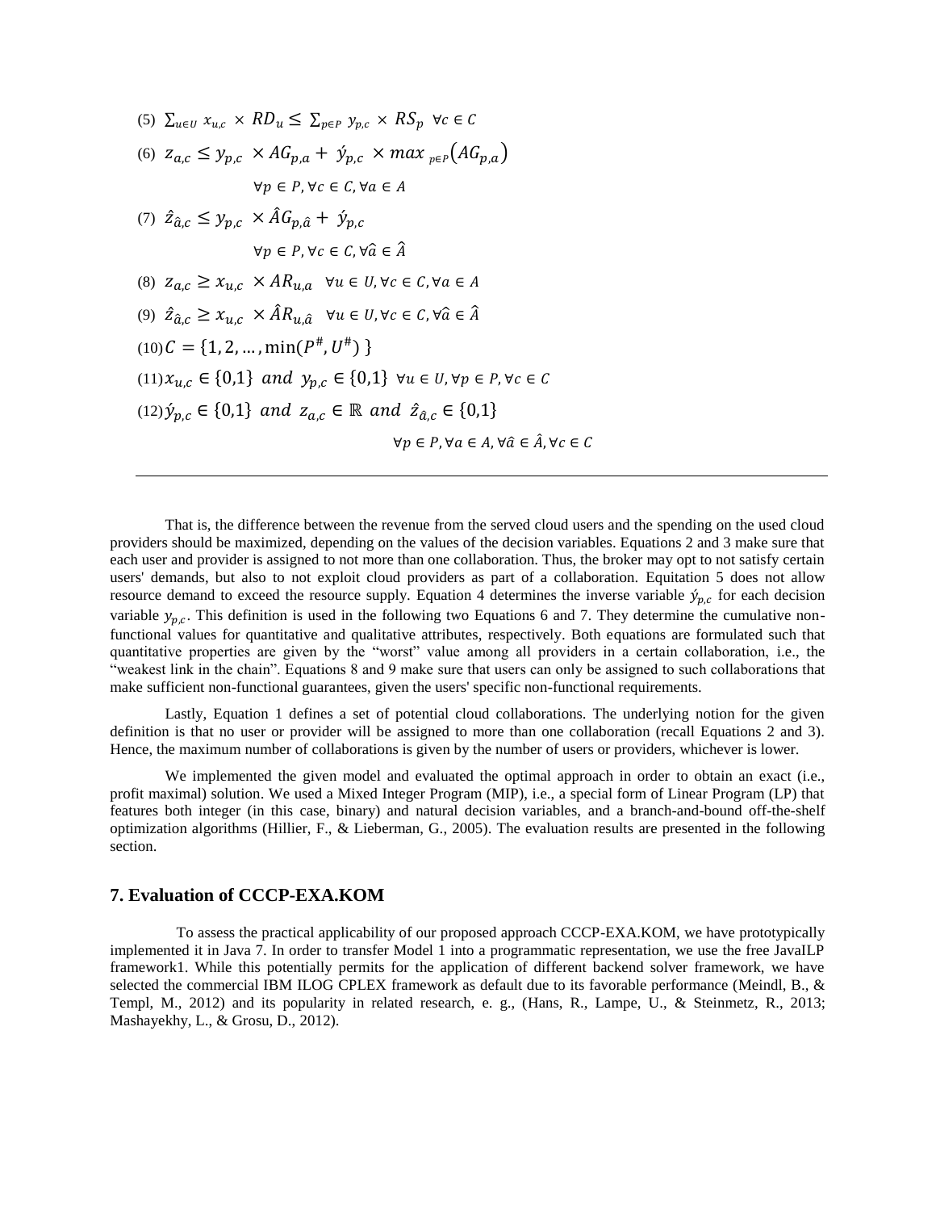(5) $\sum_{u \in U} x_{u,c} \times RD_u \leq \sum_{p \in P} y_{p,c} \times RS_p \quad \forall c \in C$

(6) $z_{a,c} \leq y_{p,c} \times AG_{p,a} + \acute{y}_{p,c} \times max_{p \in P}(AG_{p,a})$

$$\forall p \in P, \forall c \in C, \forall a \in A$$

(7) $\hat{z}_{\hat{a},c} \leq y_{p,c} \times \hat{A}G_{p,\hat{a}} + \acute{y}_{p,c}$

$$\forall p \in P, \forall c \in C, \forall \hat{a} \in \hat{A}$$

(8) $z_{a,c} \geq x_{u,c} \times AR_{u,a} \quad \forall u \in U, \forall c \in C, \forall a \in A$

(9) $\hat{z}_{\hat{a},c} \geq x_{u,c} \times \hat{A}R_{u,\hat{a}} \quad \forall u \in U, \forall c \in C, \forall \hat{a} \in \hat{A}$

(10) $C = \{1, 2, \ldots, \min(P^{\#}, U^{\#})\}$

(11) $x_{u,c} \in \{0,1\}$ *and* $y_{p,c} \in \{0,1\} \quad \forall u \in U, \forall p \in P, \forall c \in C$

(12) $\acute{y}_{p,c} \in \{0,1\}$ *and* $z_{a,c} \in \mathbb{R}$ *and* $\hat{z}_{\hat{a},c} \in \{0,1\}$

$$\forall p \in P, \forall a \in A, \forall \hat{a} \in \hat{A}, \forall c \in C$$

---

That is, the difference between the revenue from the served cloud users and the spending on the used cloud providers should be maximized, depending on the values of the decision variables. Equations 2 and 3 make sure that each user and provider is assigned to not more than one collaboration. Thus, the broker may opt to not satisfy certain users' demands, but also to not exploit cloud providers as part of a collaboration. Equitation 5 does not allow resource demand to exceed the resource supply. Equation 4 determines the inverse variable $\acute{y}_{p,c}$ for each decision variable $y_{p,c}$. This definition is used in the following two Equations 6 and 7. They determine the cumulative non-functional values for quantitative and qualitative attributes, respectively. Both equations are formulated such that quantitative properties are given by the "worst" value among all providers in a certain collaboration, i.e., the "weakest link in the chain". Equations 8 and 9 make sure that users can only be assigned to such collaborations that make sufficient non-functional guarantees, given the users' specific non-functional requirements.

Lastly, Equation 1 defines a set of potential cloud collaborations. The underlying notion for the given definition is that no user or provider will be assigned to more than one collaboration (recall Equations 2 and 3). Hence, the maximum number of collaborations is given by the number of users or providers, whichever is lower.

We implemented the given model and evaluated the optimal approach in order to obtain an exact (i.e., profit maximal) solution. We used a Mixed Integer Program (MIP), i.e., a special form of Linear Program (LP) that features both integer (in this case, binary) and natural decision variables, and a branch-and-bound off-the-shelf optimization algorithms (Hillier, F., & Lieberman, G., 2005). The evaluation results are presented in the following section.

## 7. Evaluation of CCCP-EXA.KOM

To assess the practical applicability of our proposed approach CCCP-EXA.KOM, we have prototypically implemented it in Java 7. In order to transfer Model 1 into a programmatic representation, we use the free JavaILP framework1. While this potentially permits for the application of different backend solver framework, we have selected the commercial IBM ILOG CPLEX framework as default due to its favorable performance (Meindl, B., & Templ, M., 2012) and its popularity in related research, e. g., (Hans, R., Lampe, U., & Steinmetz, R., 2013; Mashayekhy, L., & Grosu, D., 2012).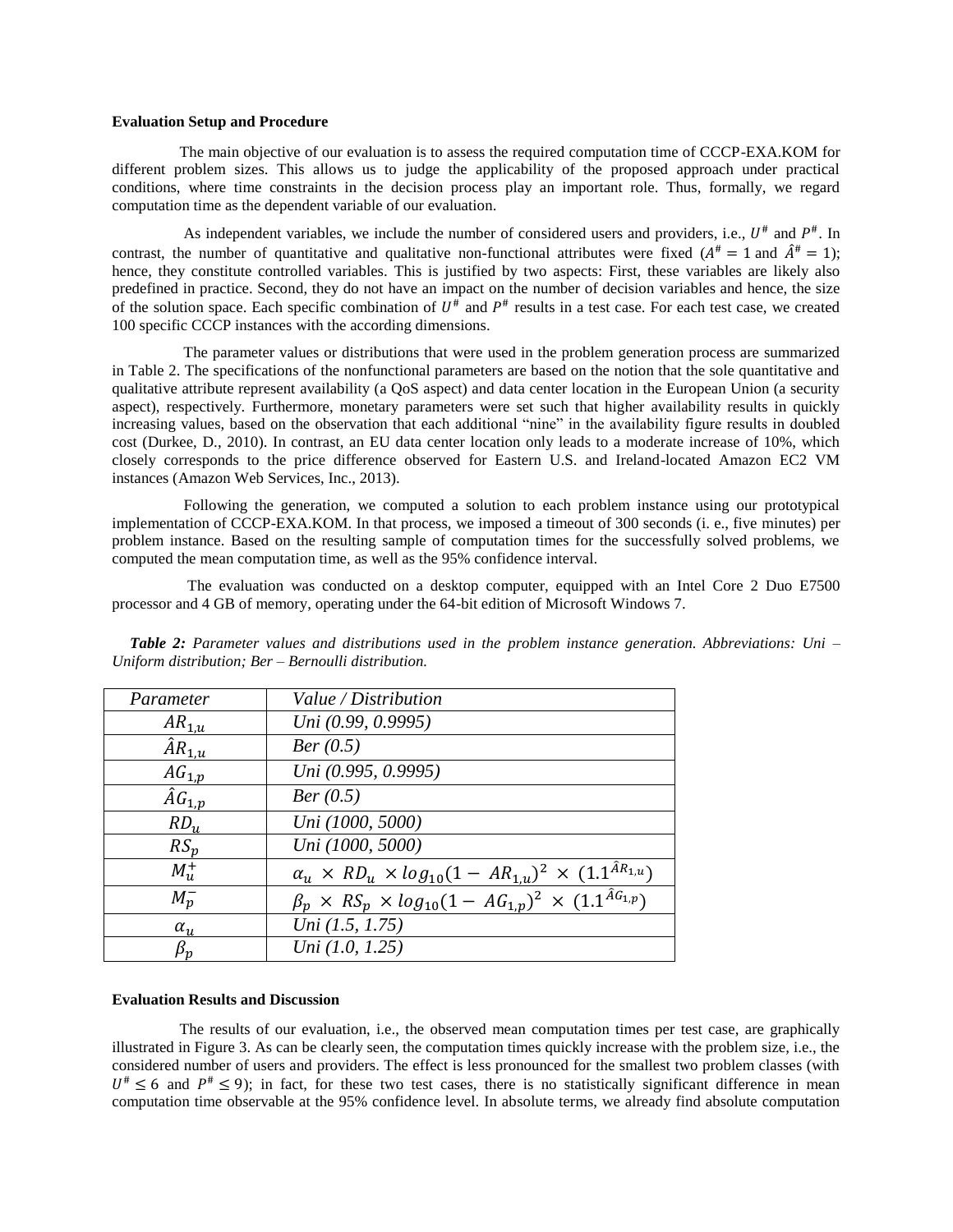**Evaluation Setup and Procedure**

The main objective of our evaluation is to assess the required computation time of CCCP-EXA.KOM for different problem sizes. This allows us to judge the applicability of the proposed approach under practical conditions, where time constraints in the decision process play an important role. Thus, formally, we regard computation time as the dependent variable of our evaluation.

As independent variables, we include the number of considered users and providers, i.e., $U^{\#}$ and $P^{\#}$. In contrast, the number of quantitative and qualitative non-functional attributes were fixed ($A^{\#} = 1$ and $\hat{A}^{\#} = 1$); hence, they constitute controlled variables. This is justified by two aspects: First, these variables are likely also predefined in practice. Second, they do not have an impact on the number of decision variables and hence, the size of the solution space. Each specific combination of $U^{\#}$ and $P^{\#}$ results in a test case. For each test case, we created 100 specific CCCP instances with the according dimensions.

The parameter values or distributions that were used in the problem generation process are summarized in Table 2. The specifications of the nonfunctional parameters are based on the notion that the sole quantitative and qualitative attribute represent availability (a QoS aspect) and data center location in the European Union (a security aspect), respectively. Furthermore, monetary parameters were set such that higher availability results in quickly increasing values, based on the observation that each additional "nine" in the availability figure results in doubled cost (Durkee, D., 2010). In contrast, an EU data center location only leads to a moderate increase of 10%, which closely corresponds to the price difference observed for Eastern U.S. and Ireland-located Amazon EC2 VM instances (Amazon Web Services, Inc., 2013).

Following the generation, we computed a solution to each problem instance using our prototypical implementation of CCCP-EXA.KOM. In that process, we imposed a timeout of 300 seconds (i. e., five minutes) per problem instance. Based on the resulting sample of computation times for the successfully solved problems, we computed the mean computation time, as well as the 95% confidence interval.

The evaluation was conducted on a desktop computer, equipped with an Intel Core 2 Duo E7500 processor and 4 GB of memory, operating under the 64-bit edition of Microsoft Windows 7.

***Table 2:*** *Parameter values and distributions used in the problem instance generation. Abbreviations: Uni – Uniform distribution; Ber – Bernoulli distribution.*

| *Parameter* | *Value / Distribution* |
|---|---|
| $AR_{1,u}$ | *Uni (0.99, 0.9995)* |
| $\hat{A}R_{1,u}$ | *Ber (0.5)* |
| $AG_{1,p}$ | *Uni (0.995, 0.9995)* |
| $\hat{A}G_{1,p}$ | *Ber (0.5)* |
| $RD_u$ | *Uni (1000, 5000)* |
| $RS_p$ | *Uni (1000, 5000)* |
| $M_u^+$ | $\alpha_u \times RD_u \times log_{10}(1 - AR_{1,u})^2 \times (1.1^{\hat{A}R_{1,u}})$ |
| $M_p^-$ | $\beta_p \times RS_p \times log_{10}(1 - AG_{1,p})^2 \times (1.1^{\hat{A}G_{1,p}})$ |
| $\alpha_u$ | *Uni (1.5, 1.75)* |
| $\beta_p$ | *Uni (1.0, 1.25)* |

**Evaluation Results and Discussion**

The results of our evaluation, i.e., the observed mean computation times per test case, are graphically illustrated in Figure 3. As can be clearly seen, the computation times quickly increase with the problem size, i.e., the considered number of users and providers. The effect is less pronounced for the smallest two problem classes (with $U^{\#} \leq 6$ and $P^{\#} \leq 9$); in fact, for these two test cases, there is no statistically significant difference in mean computation time observable at the 95% confidence level. In absolute terms, we already find absolute computation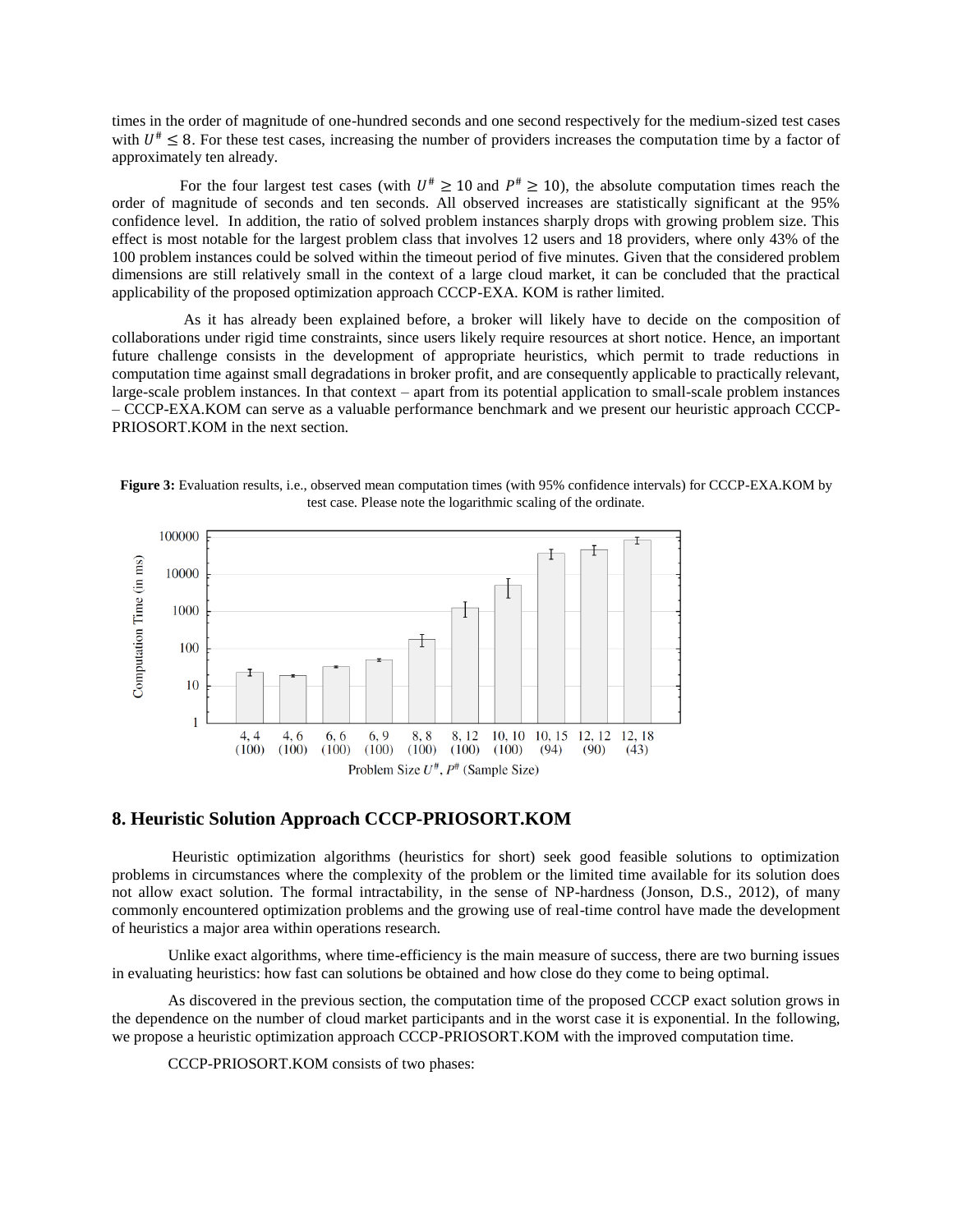times in the order of magnitude of one-hundred seconds and one second respectively for the medium-sized test cases with $U^{\#} \leq 8$. For these test cases, increasing the number of providers increases the computation time by a factor of approximately ten already.

For the four largest test cases (with $U^{\#} \geq 10$ and $P^{\#} \geq 10$), the absolute computation times reach the order of magnitude of seconds and ten seconds. All observed increases are statistically significant at the 95% confidence level. In addition, the ratio of solved problem instances sharply drops with growing problem size. This effect is most notable for the largest problem class that involves 12 users and 18 providers, where only 43% of the 100 problem instances could be solved within the timeout period of five minutes. Given that the considered problem dimensions are still relatively small in the context of a large cloud market, it can be concluded that the practical applicability of the proposed optimization approach CCCP-EXA. KOM is rather limited.

As it has already been explained before, a broker will likely have to decide on the composition of collaborations under rigid time constraints, since users likely require resources at short notice. Hence, an important future challenge consists in the development of appropriate heuristics, which permit to trade reductions in computation time against small degradations in broker profit, and are consequently applicable to practically relevant, large-scale problem instances. In that context – apart from its potential application to small-scale problem instances – CCCP-EXA.KOM can serve as a valuable performance benchmark and we present our heuristic approach CCCP-PRIOSORT.KOM in the next section.

**Figure 3:** Evaluation results, i.e., observed mean computation times (with 95% confidence intervals) for CCCP-EXA.KOM by test case. Please note the logarithmic scaling of the ordinate.

## 8. Heuristic Solution Approach CCCP-PRIOSORT.KOM

Heuristic optimization algorithms (heuristics for short) seek good feasible solutions to optimization problems in circumstances where the complexity of the problem or the limited time available for its solution does not allow exact solution. The formal intractability, in the sense of NP-hardness (Jonson, D.S., 2012), of many commonly encountered optimization problems and the growing use of real-time control have made the development of heuristics a major area within operations research.

Unlike exact algorithms, where time-efficiency is the main measure of success, there are two burning issues in evaluating heuristics: how fast can solutions be obtained and how close do they come to being optimal.

As discovered in the previous section, the computation time of the proposed CCCP exact solution grows in the dependence on the number of cloud market participants and in the worst case it is exponential. In the following, we propose a heuristic optimization approach CCCP-PRIOSORT.KOM with the improved computation time.

CCCP-PRIOSORT.KOM consists of two phases: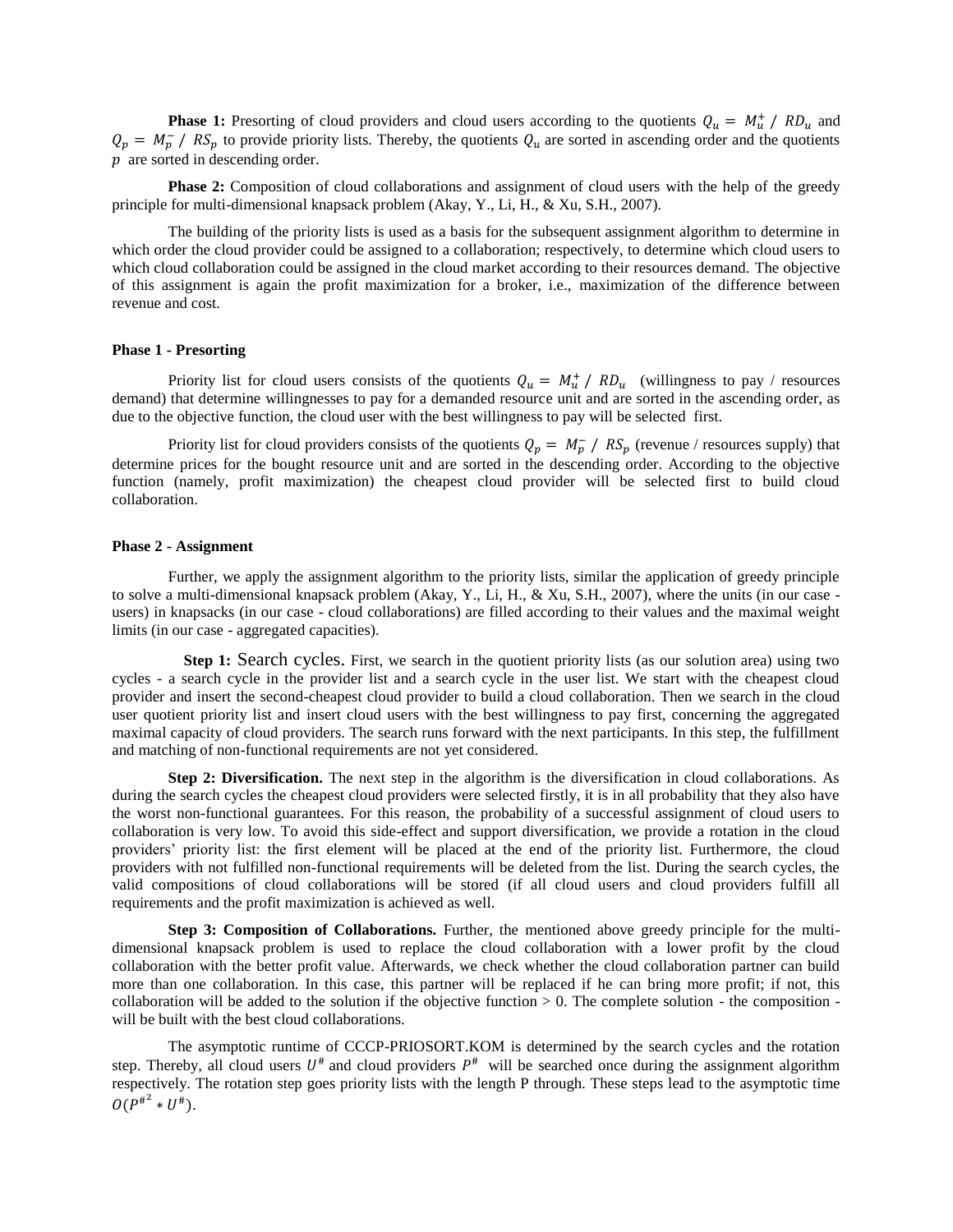**Phase 1:** Presorting of cloud providers and cloud users according to the quotients $Q_u = M_u^+ / RD_u$ and $Q_p = M_p^- / RS_p$ to provide priority lists. Thereby, the quotients $Q_u$ are sorted in ascending order and the quotients $p$ are sorted in descending order.

**Phase 2:** Composition of cloud collaborations and assignment of cloud users with the help of the greedy principle for multi-dimensional knapsack problem (Akay, Y., Li, H., & Xu, S.H., 2007).

The building of the priority lists is used as a basis for the subsequent assignment algorithm to determine in which order the cloud provider could be assigned to a collaboration; respectively, to determine which cloud users to which cloud collaboration could be assigned in the cloud market according to their resources demand. The objective of this assignment is again the profit maximization for a broker, i.e., maximization of the difference between revenue and cost.

**Phase 1 - Presorting**

Priority list for cloud users consists of the quotients $Q_u = M_u^+ / RD_u$ (willingness to pay / resources demand) that determine willingnesses to pay for a demanded resource unit and are sorted in the ascending order, as due to the objective function, the cloud user with the best willingness to pay will be selected first.

Priority list for cloud providers consists of the quotients $Q_p = M_p^- / RS_p$ (revenue / resources supply) that determine prices for the bought resource unit and are sorted in the descending order. According to the objective function (namely, profit maximization) the cheapest cloud provider will be selected first to build cloud collaboration.

**Phase 2 - Assignment**

Further, we apply the assignment algorithm to the priority lists, similar the application of greedy principle to solve a multi-dimensional knapsack problem (Akay, Y., Li, H., & Xu, S.H., 2007), where the units (in our case - users) in knapsacks (in our case - cloud collaborations) are filled according to their values and the maximal weight limits (in our case - aggregated capacities).

**Step 1:** Search cycles. First, we search in the quotient priority lists (as our solution area) using two cycles - a search cycle in the provider list and a search cycle in the user list. We start with the cheapest cloud provider and insert the second-cheapest cloud provider to build a cloud collaboration. Then we search in the cloud user quotient priority list and insert cloud users with the best willingness to pay first, concerning the aggregated maximal capacity of cloud providers. The search runs forward with the next participants. In this step, the fulfillment and matching of non-functional requirements are not yet considered.

**Step 2: Diversification.** The next step in the algorithm is the diversification in cloud collaborations. As during the search cycles the cheapest cloud providers were selected firstly, it is in all probability that they also have the worst non-functional guarantees. For this reason, the probability of a successful assignment of cloud users to collaboration is very low. To avoid this side-effect and support diversification, we provide a rotation in the cloud providers' priority list: the first element will be placed at the end of the priority list. Furthermore, the cloud providers with not fulfilled non-functional requirements will be deleted from the list. During the search cycles, the valid compositions of cloud collaborations will be stored (if all cloud users and cloud providers fulfill all requirements and the profit maximization is achieved as well.

**Step 3: Composition of Collaborations.** Further, the mentioned above greedy principle for the multi-dimensional knapsack problem is used to replace the cloud collaboration with a lower profit by the cloud collaboration with the better profit value. Afterwards, we check whether the cloud collaboration partner can build more than one collaboration. In this case, this partner will be replaced if he can bring more profit; if not, this collaboration will be added to the solution if the objective function > 0. The complete solution - the composition - will be built with the best cloud collaborations.

The asymptotic runtime of CCCP-PRIOSORT.KOM is determined by the search cycles and the rotation step. Thereby, all cloud users $U^{\#}$ and cloud providers $P^{\#}$ will be searched once during the assignment algorithm respectively. The rotation step goes priority lists with the length P through. These steps lead to the asymptotic time $O(P^{\#^2} * U^{\#})$.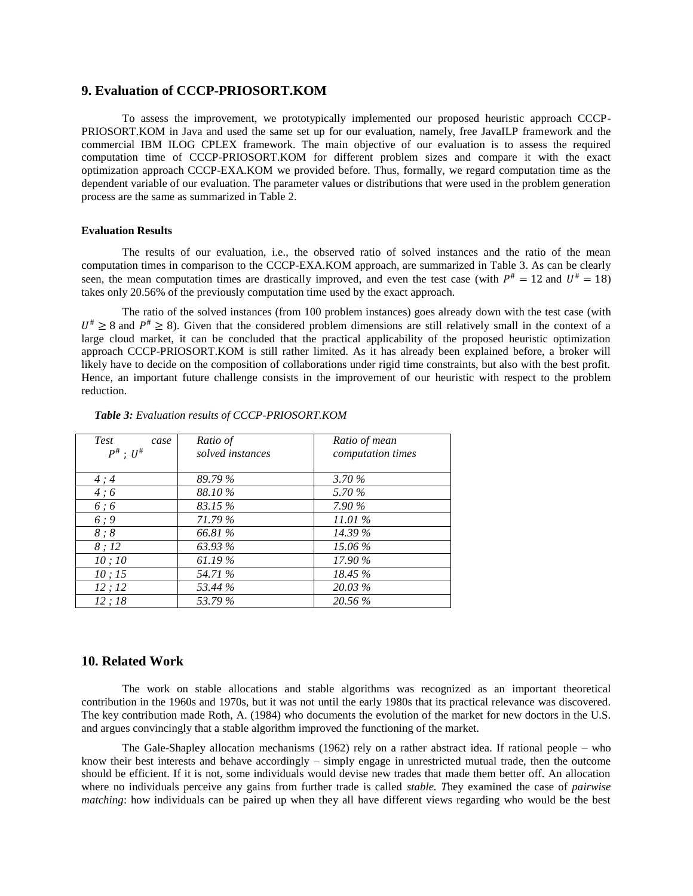## 9. Evaluation of CCCP-PRIOSORT.KOM

To assess the improvement, we prototypically implemented our proposed heuristic approach CCCP-PRIOSORT.KOM in Java and used the same set up for our evaluation, namely, free JavaILP framework and the commercial IBM ILOG CPLEX framework. The main objective of our evaluation is to assess the required computation time of CCCP-PRIOSORT.KOM for different problem sizes and compare it with the exact optimization approach CCCP-EXA.KOM we provided before. Thus, formally, we regard computation time as the dependent variable of our evaluation. The parameter values or distributions that were used in the problem generation process are the same as summarized in Table 2.

#### Evaluation Results

The results of our evaluation, i.e., the observed ratio of solved instances and the ratio of the mean computation times in comparison to the CCCP-EXA.KOM approach, are summarized in Table 3. As can be clearly seen, the mean computation times are drastically improved, and even the test case (with $P^{\#} = 12$ and $U^{\#} = 18$) takes only 20.56% of the previously computation time used by the exact approach.

The ratio of the solved instances (from 100 problem instances) goes already down with the test case (with $U^{\#} \geq 8$ and $P^{\#} \geq 8$). Given that the considered problem dimensions are still relatively small in the context of a large cloud market, it can be concluded that the practical applicability of the proposed heuristic optimization approach CCCP-PRIOSORT.KOM is still rather limited. As it has already been explained before, a broker will likely have to decide on the composition of collaborations under rigid time constraints, but also with the best profit. Hence, an important future challenge consists in the improvement of our heuristic with respect to the problem reduction.

***Table 3:*** *Evaluation results of CCCP-PRIOSORT.KOM*

| *Test case* $P^{\#}$ ; $U^{\#}$ | *Ratio of solved instances* | *Ratio of mean computation times* |
|---|---|---|
| *4 ; 4* | *89.79 %* | *3.70 %* |
| *4 ; 6* | *88.10 %* | *5.70 %* |
| *6 ; 6* | *83.15 %* | *7.90 %* |
| *6 ; 9* | *71.79 %* | *11.01 %* |
| *8 ; 8* | *66.81 %* | *14.39 %* |
| *8 ; 12* | *63.93 %* | *15.06 %* |
| *10 ; 10* | *61.19 %* | *17.90 %* |
| *10 ; 15* | *54.71 %* | *18.45 %* |
| *12 ; 12* | *53.44 %* | *20.03 %* |
| *12 ; 18* | *53.79 %* | *20.56 %* |

## 10. Related Work

The work on stable allocations and stable algorithms was recognized as an important theoretical contribution in the 1960s and 1970s, but it was not until the early 1980s that its practical relevance was discovered. The key contribution made Roth, A. (1984) who documents the evolution of the market for new doctors in the U.S. and argues convincingly that a stable algorithm improved the functioning of the market.

The Gale-Shapley allocation mechanisms (1962) rely on a rather abstract idea. If rational people – who know their best interests and behave accordingly – simply engage in unrestricted mutual trade, then the outcome should be efficient. If it is not, some individuals would devise new trades that made them better off. An allocation where no individuals perceive any gains from further trade is called *stable. T*hey examined the case of *pairwise matching*: how individuals can be paired up when they all have different views regarding who would be the best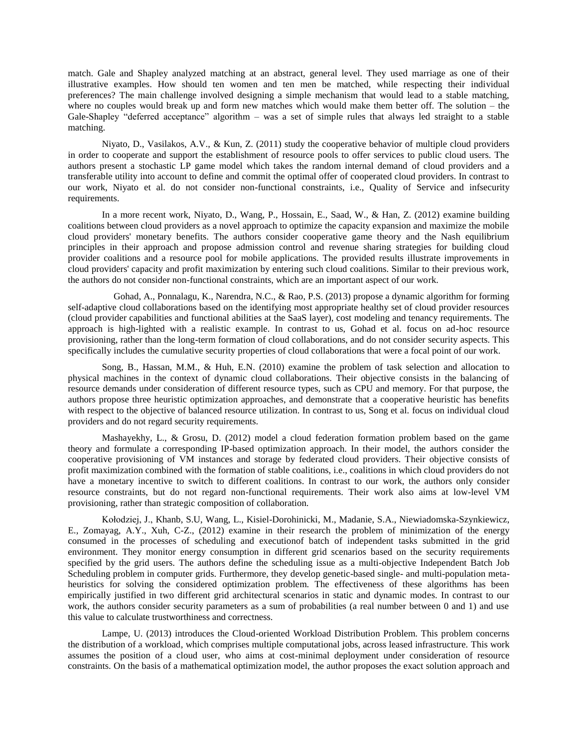match. Gale and Shapley analyzed matching at an abstract, general level. They used marriage as one of their illustrative examples. How should ten women and ten men be matched, while respecting their individual preferences? The main challenge involved designing a simple mechanism that would lead to a stable matching, where no couples would break up and form new matches which would make them better off. The solution – the Gale-Shapley "deferred acceptance" algorithm – was a set of simple rules that always led straight to a stable matching.

Niyato, D., Vasilakos, A.V., & Kun, Z. (2011) study the cooperative behavior of multiple cloud providers in order to cooperate and support the establishment of resource pools to offer services to public cloud users. The authors present a stochastic LP game model which takes the random internal demand of cloud providers and a transferable utility into account to define and commit the optimal offer of cooperated cloud providers. In contrast to our work, Niyato et al. do not consider non-functional constraints, i.e., Quality of Service and infsecurity requirements.

In a more recent work, Niyato, D., Wang, P., Hossain, E., Saad, W., & Han, Z. (2012) examine building coalitions between cloud providers as a novel approach to optimize the capacity expansion and maximize the mobile cloud providers' monetary benefits. The authors consider cooperative game theory and the Nash equilibrium principles in their approach and propose admission control and revenue sharing strategies for building cloud provider coalitions and a resource pool for mobile applications. The provided results illustrate improvements in cloud providers' capacity and profit maximization by entering such cloud coalitions. Similar to their previous work, the authors do not consider non-functional constraints, which are an important aspect of our work.

Gohad, A., Ponnalagu, K., Narendra, N.C., & Rao, P.S. (2013) propose a dynamic algorithm for forming self-adaptive cloud collaborations based on the identifying most appropriate healthy set of cloud provider resources (cloud provider capabilities and functional abilities at the SaaS layer), cost modeling and tenancy requirements. The approach is high-lighted with a realistic example. In contrast to us, Gohad et al. focus on ad-hoc resource provisioning, rather than the long-term formation of cloud collaborations, and do not consider security aspects. This specifically includes the cumulative security properties of cloud collaborations that were a focal point of our work.

Song, B., Hassan, M.M., & Huh, E.N. (2010) examine the problem of task selection and allocation to physical machines in the context of dynamic cloud collaborations. Their objective consists in the balancing of resource demands under consideration of different resource types, such as CPU and memory. For that purpose, the authors propose three heuristic optimization approaches, and demonstrate that a cooperative heuristic has benefits with respect to the objective of balanced resource utilization. In contrast to us, Song et al. focus on individual cloud providers and do not regard security requirements.

Mashayekhy, L., & Grosu, D. (2012) model a cloud federation formation problem based on the game theory and formulate a corresponding IP-based optimization approach. In their model, the authors consider the cooperative provisioning of VM instances and storage by federated cloud providers. Their objective consists of profit maximization combined with the formation of stable coalitions, i.e., coalitions in which cloud providers do not have a monetary incentive to switch to different coalitions. In contrast to our work, the authors only consider resource constraints, but do not regard non-functional requirements. Their work also aims at low-level VM provisioning, rather than strategic composition of collaboration.

Kołodziej, J., Khanb, S.U, Wang, L., Kisiel-Dorohinicki, M., Madanie, S.A., Niewiadomska-Szynkiewicz, E., Zomayag, A.Y., Xuh, C-Z., (2012) examine in their research the problem of minimization of the energy consumed in the processes of scheduling and executionof batch of independent tasks submitted in the grid environment. They monitor energy consumption in different grid scenarios based on the security requirements specified by the grid users. The authors define the scheduling issue as a multi-objective Independent Batch Job Scheduling problem in computer grids. Furthermore, they develop genetic-based single- and multi-population meta-heuristics for solving the considered optimization problem. The effectiveness of these algorithms has been empirically justified in two different grid architectural scenarios in static and dynamic modes. In contrast to our work, the authors consider security parameters as a sum of probabilities (a real number between 0 and 1) and use this value to calculate trustworthiness and correctness.

Lampe, U. (2013) introduces the Cloud-oriented Workload Distribution Problem. This problem concerns the distribution of a workload, which comprises multiple computational jobs, across leased infrastructure. This work assumes the position of a cloud user, who aims at cost-minimal deployment under consideration of resource constraints. On the basis of a mathematical optimization model, the author proposes the exact solution approach and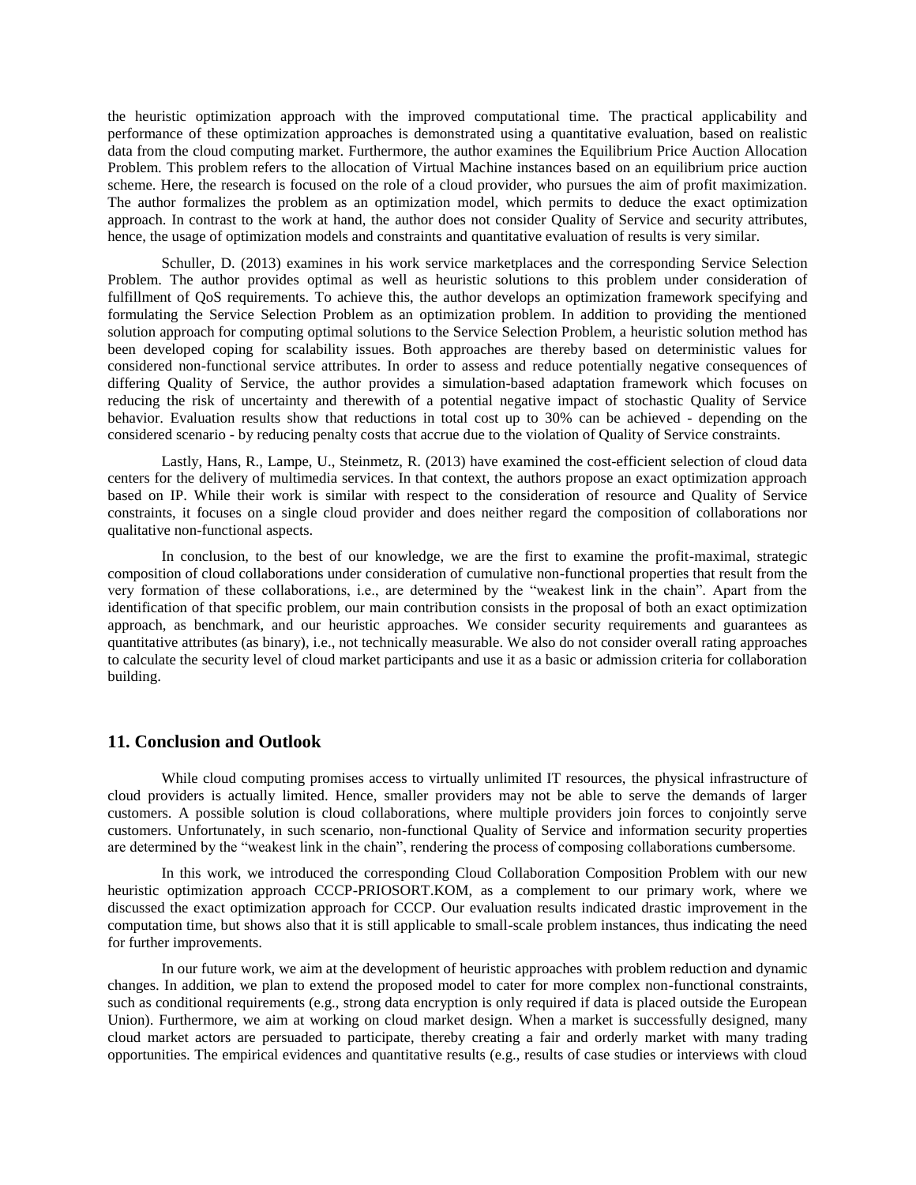the heuristic optimization approach with the improved computational time. The practical applicability and performance of these optimization approaches is demonstrated using a quantitative evaluation, based on realistic data from the cloud computing market. Furthermore, the author examines the Equilibrium Price Auction Allocation Problem. This problem refers to the allocation of Virtual Machine instances based on an equilibrium price auction scheme. Here, the research is focused on the role of a cloud provider, who pursues the aim of profit maximization. The author formalizes the problem as an optimization model, which permits to deduce the exact optimization approach. In contrast to the work at hand, the author does not consider Quality of Service and security attributes, hence, the usage of optimization models and constraints and quantitative evaluation of results is very similar.

Schuller, D. (2013) examines in his work service marketplaces and the corresponding Service Selection Problem. The author provides optimal as well as heuristic solutions to this problem under consideration of fulfillment of QoS requirements. To achieve this, the author develops an optimization framework specifying and formulating the Service Selection Problem as an optimization problem. In addition to providing the mentioned solution approach for computing optimal solutions to the Service Selection Problem, a heuristic solution method has been developed coping for scalability issues. Both approaches are thereby based on deterministic values for considered non-functional service attributes. In order to assess and reduce potentially negative consequences of differing Quality of Service, the author provides a simulation-based adaptation framework which focuses on reducing the risk of uncertainty and therewith of a potential negative impact of stochastic Quality of Service behavior. Evaluation results show that reductions in total cost up to 30% can be achieved - depending on the considered scenario - by reducing penalty costs that accrue due to the violation of Quality of Service constraints.

Lastly, Hans, R., Lampe, U., Steinmetz, R. (2013) have examined the cost-efficient selection of cloud data centers for the delivery of multimedia services. In that context, the authors propose an exact optimization approach based on IP. While their work is similar with respect to the consideration of resource and Quality of Service constraints, it focuses on a single cloud provider and does neither regard the composition of collaborations nor qualitative non-functional aspects.

In conclusion, to the best of our knowledge, we are the first to examine the profit-maximal, strategic composition of cloud collaborations under consideration of cumulative non-functional properties that result from the very formation of these collaborations, i.e., are determined by the "weakest link in the chain". Apart from the identification of that specific problem, our main contribution consists in the proposal of both an exact optimization approach, as benchmark, and our heuristic approaches. We consider security requirements and guarantees as quantitative attributes (as binary), i.e., not technically measurable. We also do not consider overall rating approaches to calculate the security level of cloud market participants and use it as a basic or admission criteria for collaboration building.

## 11. Conclusion and Outlook

While cloud computing promises access to virtually unlimited IT resources, the physical infrastructure of cloud providers is actually limited. Hence, smaller providers may not be able to serve the demands of larger customers. A possible solution is cloud collaborations, where multiple providers join forces to conjointly serve customers. Unfortunately, in such scenario, non-functional Quality of Service and information security properties are determined by the "weakest link in the chain", rendering the process of composing collaborations cumbersome.

In this work, we introduced the corresponding Cloud Collaboration Composition Problem with our new heuristic optimization approach CCCP-PRIOSORT.KOM, as a complement to our primary work, where we discussed the exact optimization approach for CCCP. Our evaluation results indicated drastic improvement in the computation time, but shows also that it is still applicable to small-scale problem instances, thus indicating the need for further improvements.

In our future work, we aim at the development of heuristic approaches with problem reduction and dynamic changes. In addition, we plan to extend the proposed model to cater for more complex non-functional constraints, such as conditional requirements (e.g., strong data encryption is only required if data is placed outside the European Union). Furthermore, we aim at working on cloud market design. When a market is successfully designed, many cloud market actors are persuaded to participate, thereby creating a fair and orderly market with many trading opportunities. The empirical evidences and quantitative results (e.g., results of case studies or interviews with cloud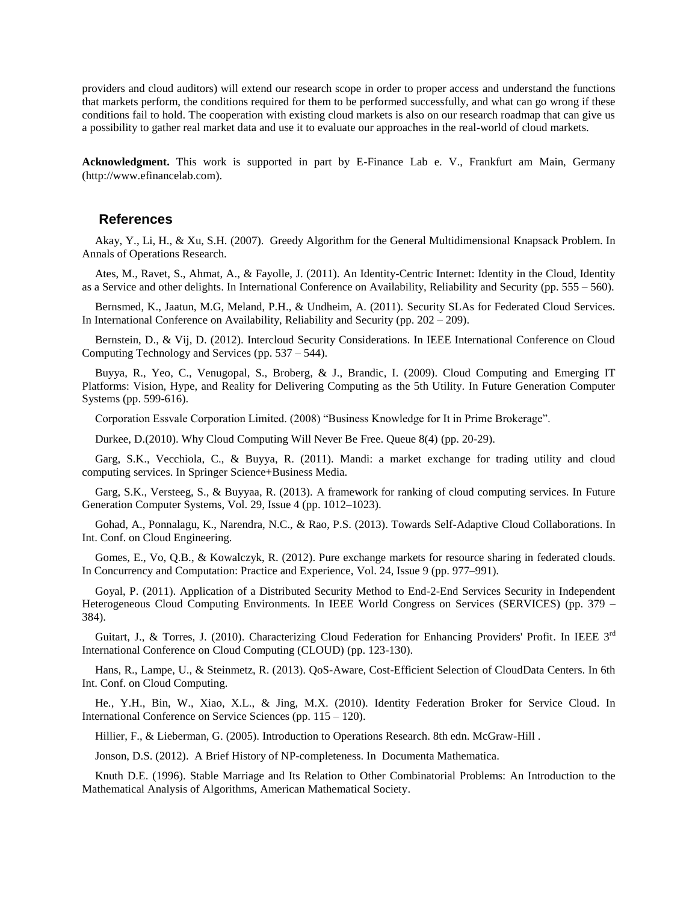providers and cloud auditors) will extend our research scope in order to proper access and understand the functions that markets perform, the conditions required for them to be performed successfully, and what can go wrong if these conditions fail to hold. The cooperation with existing cloud markets is also on our research roadmap that can give us a possibility to gather real market data and use it to evaluate our approaches in the real-world of cloud markets.

**Acknowledgment.** This work is supported in part by E-Finance Lab e. V., Frankfurt am Main, Germany (http://www.efinancelab.com).

## References

Akay, Y., Li, H., & Xu, S.H. (2007). Greedy Algorithm for the General Multidimensional Knapsack Problem. In Annals of Operations Research.

Ates, M., Ravet, S., Ahmat, A., & Fayolle, J. (2011). An Identity-Centric Internet: Identity in the Cloud, Identity as a Service and other delights. In International Conference on Availability, Reliability and Security (pp. 555 – 560).

Bernsmed, K., Jaatun, M.G, Meland, P.H., & Undheim, A. (2011). Security SLAs for Federated Cloud Services. In International Conference on Availability, Reliability and Security (pp. 202 – 209).

Bernstein, D., & Vij, D. (2012). Intercloud Security Considerations. In IEEE International Conference on Cloud Computing Technology and Services (pp. 537 – 544).

Buyya, R., Yeo, C., Venugopal, S., Broberg, & J., Brandic, I. (2009). Cloud Computing and Emerging IT Platforms: Vision, Hype, and Reality for Delivering Computing as the 5th Utility. In Future Generation Computer Systems (pp. 599-616).

Corporation Essvale Corporation Limited. (2008) "Business Knowledge for It in Prime Brokerage".

Durkee, D.(2010). Why Cloud Computing Will Never Be Free. Queue 8(4) (pp. 20-29).

Garg, S.K., Vecchiola, C., & Buyya, R. (2011). Mandi: a market exchange for trading utility and cloud computing services. In Springer Science+Business Media.

Garg, S.K., Versteeg, S., & Buyyaa, R. (2013). A framework for ranking of cloud computing services. In Future Generation Computer Systems, Vol. 29, Issue 4 (pp. 1012–1023).

Gohad, A., Ponnalagu, K., Narendra, N.C., & Rao, P.S. (2013). Towards Self-Adaptive Cloud Collaborations. In Int. Conf. on Cloud Engineering.

Gomes, E., Vo, Q.B., & Kowalczyk, R. (2012). Pure exchange markets for resource sharing in federated clouds. In Concurrency and Computation: Practice and Experience, Vol. 24, Issue 9 (pp. 977–991).

Goyal, P. (2011). Application of a Distributed Security Method to End-2-End Services Security in Independent Heterogeneous Cloud Computing Environments. In IEEE World Congress on Services (SERVICES) (pp. 379 – 384).

Guitart, J., & Torres, J. (2010). Characterizing Cloud Federation for Enhancing Providers' Profit. In IEEE 3rd International Conference on Cloud Computing (CLOUD) (pp. 123-130).

Hans, R., Lampe, U., & Steinmetz, R. (2013). QoS-Aware, Cost-Efficient Selection of CloudData Centers. In 6th Int. Conf. on Cloud Computing.

He., Y.H., Bin, W., Xiao, X.L., & Jing, M.X. (2010). Identity Federation Broker for Service Cloud. In International Conference on Service Sciences (pp. 115 – 120).

Hillier, F., & Lieberman, G. (2005). Introduction to Operations Research. 8th edn. McGraw-Hill .

Jonson, D.S. (2012). A Brief History of NP-completeness. In Documenta Mathematica.

Knuth D.E. (1996). Stable Marriage and Its Relation to Other Combinatorial Problems: An Introduction to the Mathematical Analysis of Algorithms, American Mathematical Society.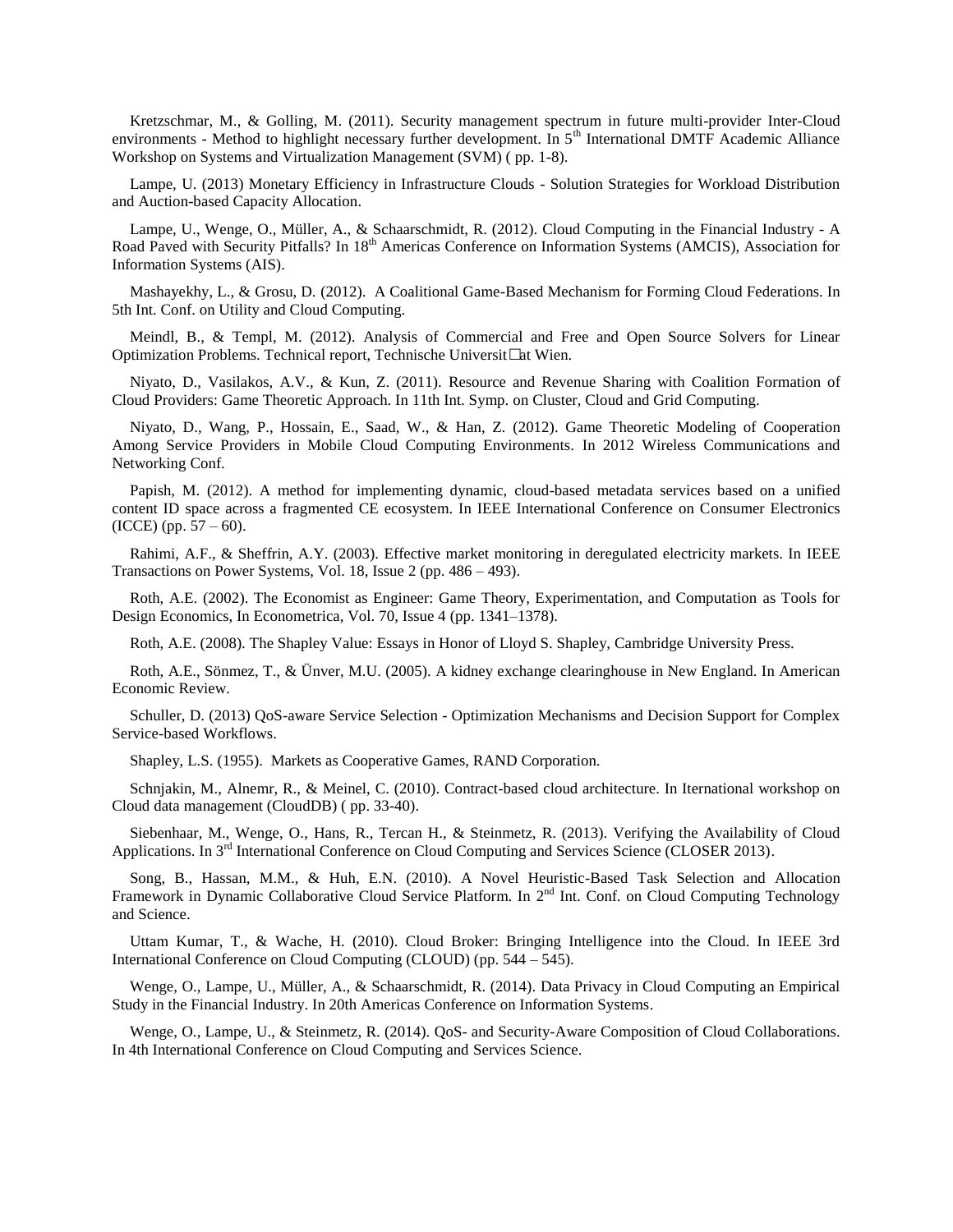Kretzschmar, M., & Golling, M. (2011). Security management spectrum in future multi-provider Inter-Cloud environments - Method to highlight necessary further development. In 5th International DMTF Academic Alliance Workshop on Systems and Virtualization Management (SVM) ( pp. 1-8).

Lampe, U. (2013) Monetary Efficiency in Infrastructure Clouds - Solution Strategies for Workload Distribution and Auction-based Capacity Allocation.

Lampe, U., Wenge, O., Müller, A., & Schaarschmidt, R. (2012). Cloud Computing in the Financial Industry - A Road Paved with Security Pitfalls? In 18th Americas Conference on Information Systems (AMCIS), Association for Information Systems (AIS).

Mashayekhy, L., & Grosu, D. (2012). A Coalitional Game-Based Mechanism for Forming Cloud Federations. In 5th Int. Conf. on Utility and Cloud Computing.

Meindl, B., & Templ, M. (2012). Analysis of Commercial and Free and Open Source Solvers for Linear Optimization Problems. Technical report, Technische Universit□at Wien.

Niyato, D., Vasilakos, A.V., & Kun, Z. (2011). Resource and Revenue Sharing with Coalition Formation of Cloud Providers: Game Theoretic Approach. In 11th Int. Symp. on Cluster, Cloud and Grid Computing.

Niyato, D., Wang, P., Hossain, E., Saad, W., & Han, Z. (2012). Game Theoretic Modeling of Cooperation Among Service Providers in Mobile Cloud Computing Environments. In 2012 Wireless Communications and Networking Conf.

Papish, M. (2012). A method for implementing dynamic, cloud-based metadata services based on a unified content ID space across a fragmented CE ecosystem. In IEEE International Conference on Consumer Electronics (ICCE) (pp. 57 – 60).

Rahimi, A.F., & Sheffrin, A.Y. (2003). Effective market monitoring in deregulated electricity markets. In IEEE Transactions on Power Systems, Vol. 18, Issue 2 (pp. 486 – 493).

Roth, A.E. (2002). The Economist as Engineer: Game Theory, Experimentation, and Computation as Tools for Design Economics, In Econometrica, Vol. 70, Issue 4 (pp. 1341–1378).

Roth, A.E. (2008). The Shapley Value: Essays in Honor of Lloyd S. Shapley, Cambridge University Press.

Roth, A.E., Sönmez, T., & Ünver, M.U. (2005). A kidney exchange clearinghouse in New England. In American Economic Review.

Schuller, D. (2013) QoS-aware Service Selection - Optimization Mechanisms and Decision Support for Complex Service-based Workflows.

Shapley, L.S. (1955). Markets as Cooperative Games, RAND Corporation.

Schnjakin, M., Alnemr, R., & Meinel, C. (2010). Contract-based cloud architecture. In Iternational workshop on Cloud data management (CloudDB) ( pp. 33-40).

Siebenhaar, M., Wenge, O., Hans, R., Tercan H., & Steinmetz, R. (2013). Verifying the Availability of Cloud Applications. In 3rd International Conference on Cloud Computing and Services Science (CLOSER 2013).

Song, B., Hassan, M.M., & Huh, E.N. (2010). A Novel Heuristic-Based Task Selection and Allocation Framework in Dynamic Collaborative Cloud Service Platform. In 2nd Int. Conf. on Cloud Computing Technology and Science.

Uttam Kumar, T., & Wache, H. (2010). Cloud Broker: Bringing Intelligence into the Cloud. In IEEE 3rd International Conference on Cloud Computing (CLOUD) (pp. 544 – 545).

Wenge, O., Lampe, U., Müller, A., & Schaarschmidt, R. (2014). Data Privacy in Cloud Computing an Empirical Study in the Financial Industry. In 20th Americas Conference on Information Systems.

Wenge, O., Lampe, U., & Steinmetz, R. (2014). QoS- and Security-Aware Composition of Cloud Collaborations. In 4th International Conference on Cloud Computing and Services Science.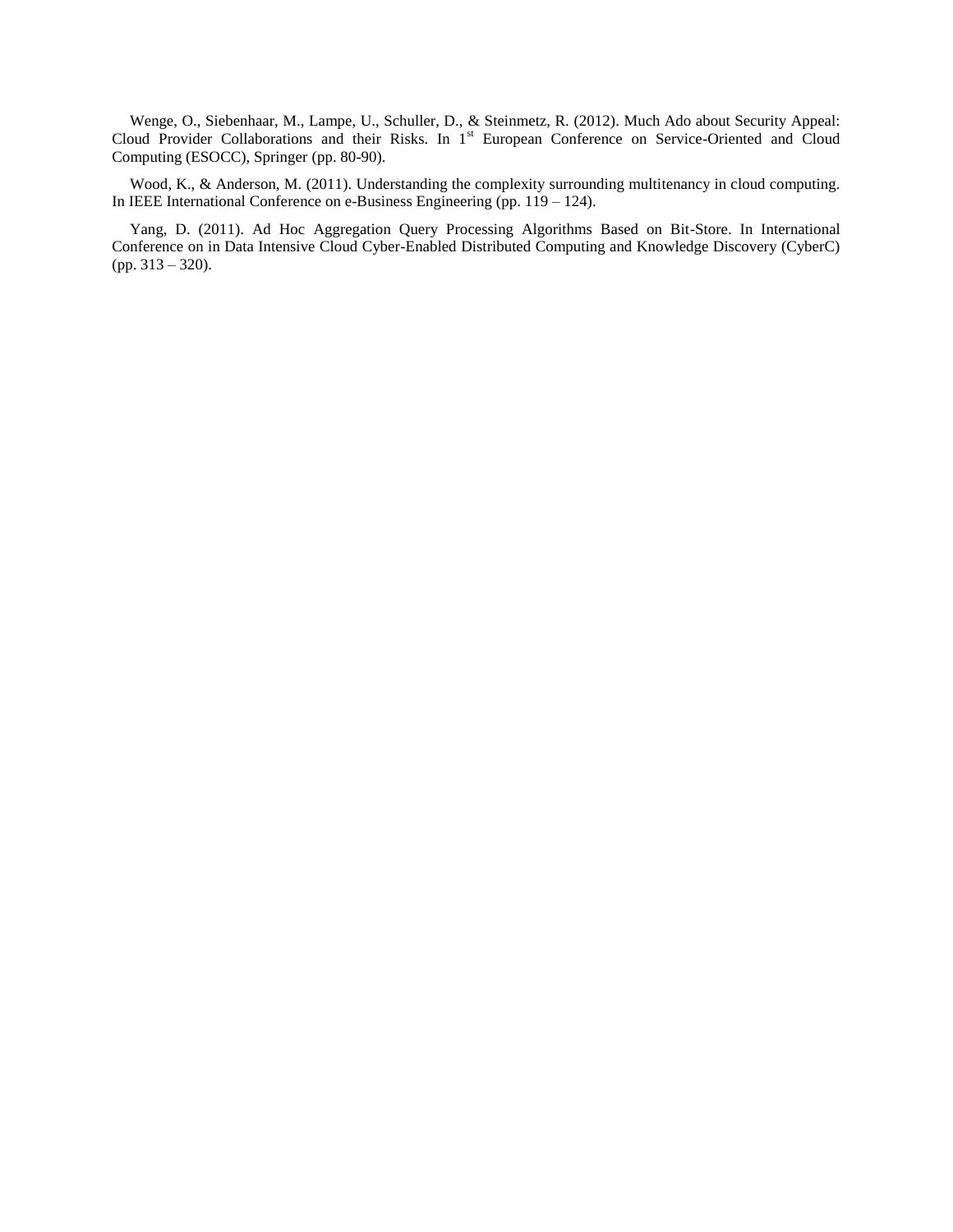Wenge, O., Siebenhaar, M., Lampe, U., Schuller, D., & Steinmetz, R. (2012). Much Ado about Security Appeal: Cloud Provider Collaborations and their Risks. In 1st European Conference on Service-Oriented and Cloud Computing (ESOCC), Springer (pp. 80-90).

Wood, K., & Anderson, M. (2011). Understanding the complexity surrounding multitenancy in cloud computing. In IEEE International Conference on e-Business Engineering (pp. 119 – 124).

Yang, D. (2011). Ad Hoc Aggregation Query Processing Algorithms Based on Bit-Store. In International Conference on in Data Intensive Cloud Cyber-Enabled Distributed Computing and Knowledge Discovery (CyberC) (pp. 313 – 320).